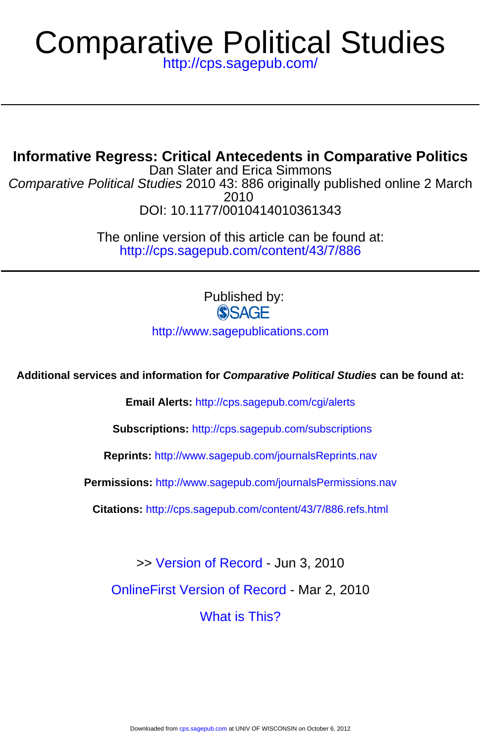# Comparative Political Studies

http://cps.sagepub.com/

## Informative Regress: Critical Antecedents in Comparative Politics

Dan Slater and Erica Simmons

*Comparative Political Studies* 2010 43: 886 originally published online 2 March 2010

DOI: 10.1177/0010414010361343

The online version of this article can be found at:
http://cps.sagepub.com/content/43/7/886

Published by:

SAGE

http://www.sagepublications.com

**Additional services and information for *Comparative Political Studies* can be found at:**

**Email Alerts:** http://cps.sagepub.com/cgi/alerts

**Subscriptions:** http://cps.sagepub.com/subscriptions

**Reprints:** http://www.sagepub.com/journalsReprints.nav

**Permissions:** http://www.sagepub.com/journalsPermissions.nav

**Citations:** http://cps.sagepub.com/content/43/7/886.refs.html

>> Version of Record - Jun 3, 2010

OnlineFirst Version of Record - Mar 2, 2010

What is This?

Downloaded from cps.sagepub.com at UNIV OF WISCONSIN on October 6, 2012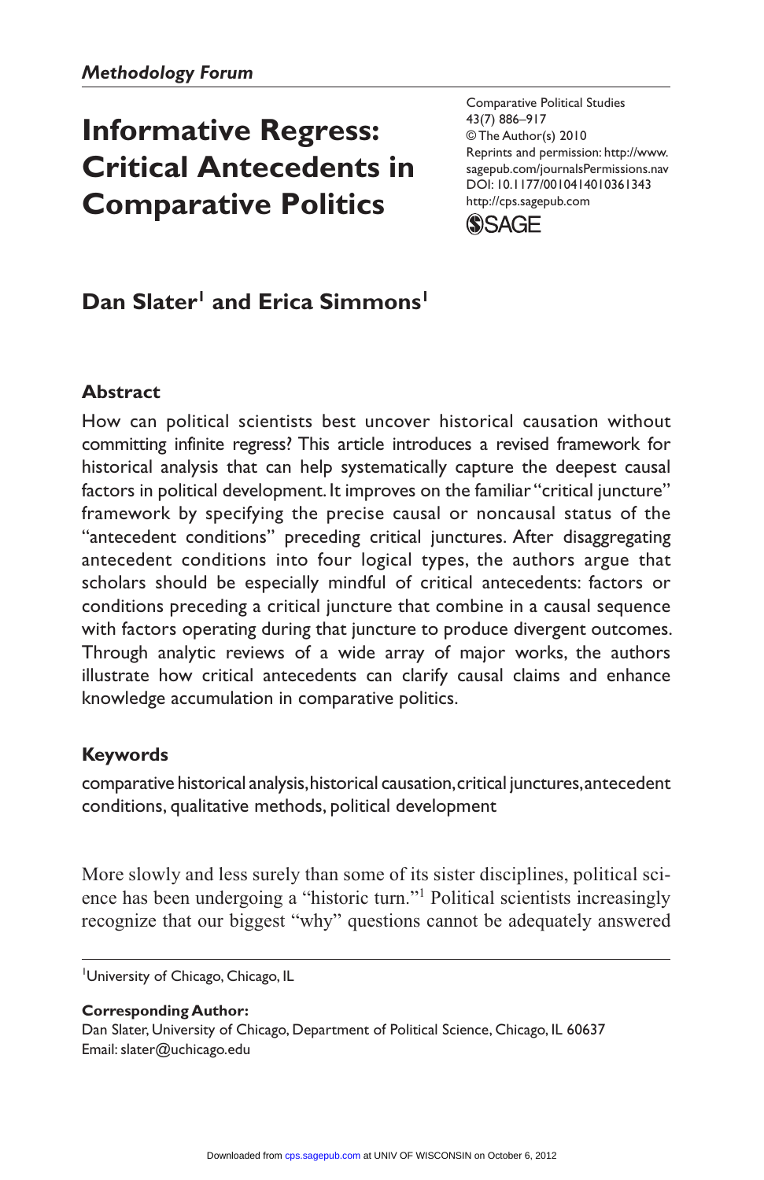*Methodology Forum*

# Informative Regress: Critical Antecedents in Comparative Politics

Comparative Political Studies
43(7) 886–917
© The Author(s) 2010
Reprints and permission: http://www.sagepub.com/journalsPermissions.nav
DOI: 10.1177/0010414010361343
http://cps.sagepub.com

**Dan Slater[1] and Erica Simmons[1]**

## Abstract

How can political scientists best uncover historical causation without committing infinite regress? This article introduces a revised framework for historical analysis that can help systematically capture the deepest causal factors in political development. It improves on the familiar "critical juncture" framework by specifying the precise causal or noncausal status of the "antecedent conditions" preceding critical junctures. After disaggregating antecedent conditions into four logical types, the authors argue that scholars should be especially mindful of critical antecedents: factors or conditions preceding a critical juncture that combine in a causal sequence with factors operating during that juncture to produce divergent outcomes. Through analytic reviews of a wide array of major works, the authors illustrate how critical antecedents can clarify causal claims and enhance knowledge accumulation in comparative politics.

## Keywords

comparative historical analysis, historical causation, critical junctures, antecedent conditions, qualitative methods, political development

More slowly and less surely than some of its sister disciplines, political science has been undergoing a "historic turn."[1] Political scientists increasingly recognize that our biggest "why" questions cannot be adequately answered

[1]University of Chicago, Chicago, IL

**Corresponding Author:**
Dan Slater, University of Chicago, Department of Political Science, Chicago, IL 60637
Email: slater@uchicago.edu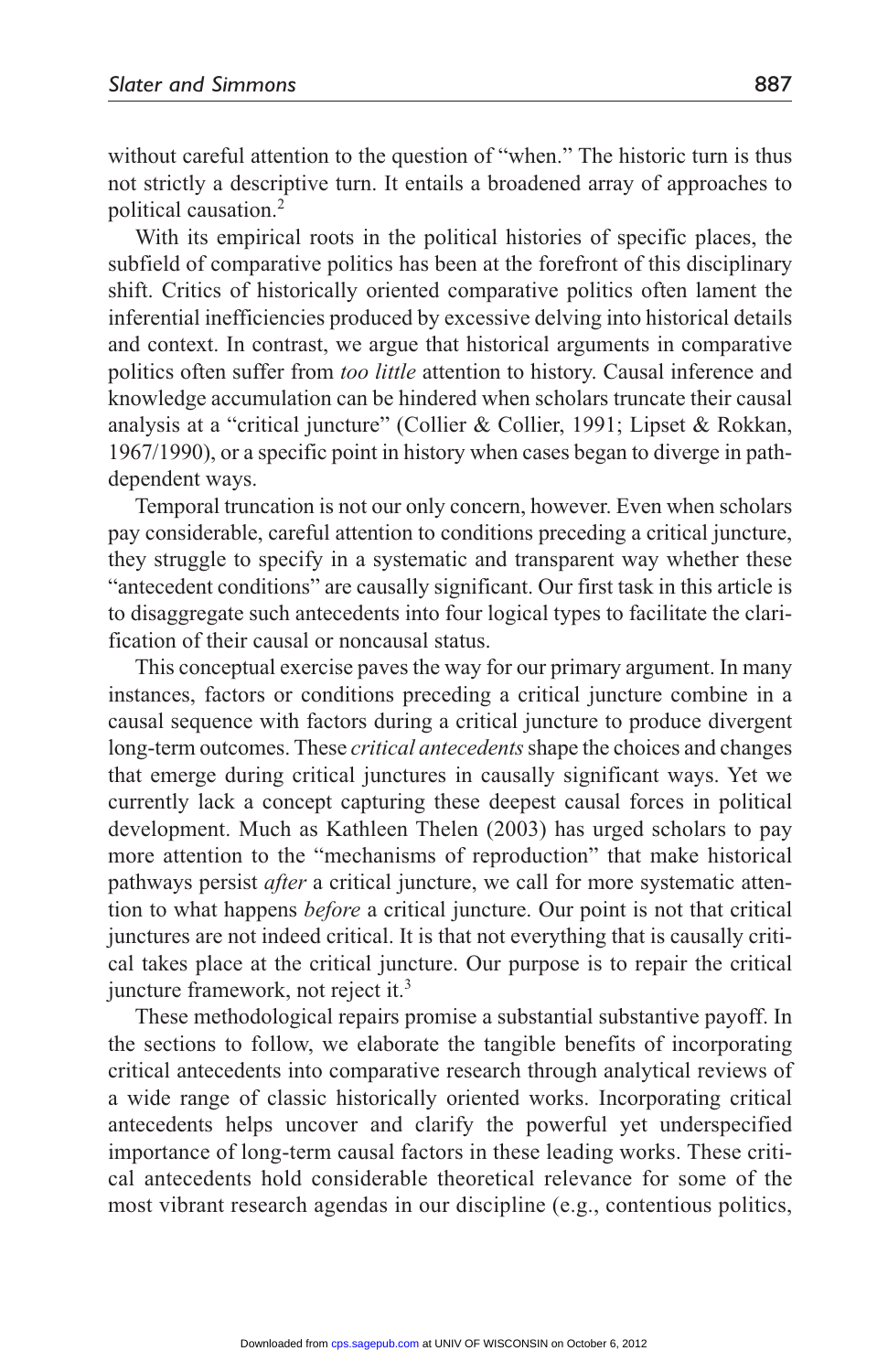without careful attention to the question of "when." The historic turn is thus not strictly a descriptive turn. It entails a broadened array of approaches to political causation.[2]

With its empirical roots in the political histories of specific places, the subfield of comparative politics has been at the forefront of this disciplinary shift. Critics of historically oriented comparative politics often lament the inferential inefficiencies produced by excessive delving into historical details and context. In contrast, we argue that historical arguments in comparative politics often suffer from *too little* attention to history. Causal inference and knowledge accumulation can be hindered when scholars truncate their causal analysis at a "critical juncture" (Collier & Collier, 1991; Lipset & Rokkan, 1967/1990), or a specific point in history when cases began to diverge in path-dependent ways.

Temporal truncation is not our only concern, however. Even when scholars pay considerable, careful attention to conditions preceding a critical juncture, they struggle to specify in a systematic and transparent way whether these "antecedent conditions" are causally significant. Our first task in this article is to disaggregate such antecedents into four logical types to facilitate the clarification of their causal or noncausal status.

This conceptual exercise paves the way for our primary argument. In many instances, factors or conditions preceding a critical juncture combine in a causal sequence with factors during a critical juncture to produce divergent long-term outcomes. These *critical antecedents* shape the choices and changes that emerge during critical junctures in causally significant ways. Yet we currently lack a concept capturing these deepest causal forces in political development. Much as Kathleen Thelen (2003) has urged scholars to pay more attention to the "mechanisms of reproduction" that make historical pathways persist *after* a critical juncture, we call for more systematic attention to what happens *before* a critical juncture. Our point is not that critical junctures are not indeed critical. It is that not everything that is causally critical takes place at the critical juncture. Our purpose is to repair the critical juncture framework, not reject it.[3]

These methodological repairs promise a substantial substantive payoff. In the sections to follow, we elaborate the tangible benefits of incorporating critical antecedents into comparative research through analytical reviews of a wide range of classic historically oriented works. Incorporating critical antecedents helps uncover and clarify the powerful yet underspecified importance of long-term causal factors in these leading works. These critical antecedents hold considerable theoretical relevance for some of the most vibrant research agendas in our discipline (e.g., contentious politics,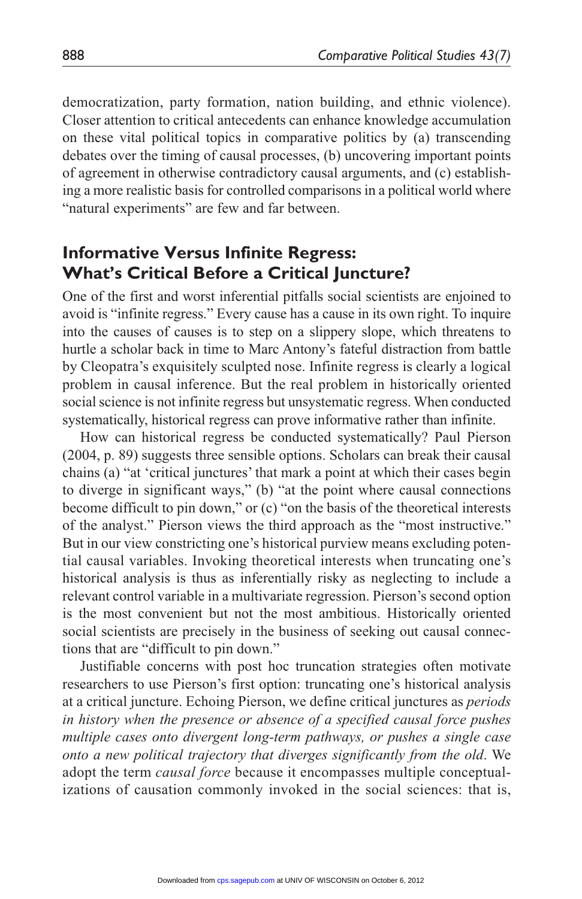democratization, party formation, nation building, and ethnic violence). Closer attention to critical antecedents can enhance knowledge accumulation on these vital political topics in comparative politics by (a) transcending debates over the timing of causal processes, (b) uncovering important points of agreement in otherwise contradictory causal arguments, and (c) establishing a more realistic basis for controlled comparisons in a political world where "natural experiments" are few and far between.

## Informative Versus Infinite Regress: What's Critical Before a Critical Juncture?

One of the first and worst inferential pitfalls social scientists are enjoined to avoid is "infinite regress." Every cause has a cause in its own right. To inquire into the causes of causes is to step on a slippery slope, which threatens to hurtle a scholar back in time to Marc Antony's fateful distraction from battle by Cleopatra's exquisitely sculpted nose. Infinite regress is clearly a logical problem in causal inference. But the real problem in historically oriented social science is not infinite regress but unsystematic regress. When conducted systematically, historical regress can prove informative rather than infinite.

How can historical regress be conducted systematically? Paul Pierson (2004, p. 89) suggests three sensible options. Scholars can break their causal chains (a) "at 'critical junctures' that mark a point at which their cases begin to diverge in significant ways," (b) "at the point where causal connections become difficult to pin down," or (c) "on the basis of the theoretical interests of the analyst." Pierson views the third approach as the "most instructive." But in our view constricting one's historical purview means excluding potential causal variables. Invoking theoretical interests when truncating one's historical analysis is thus as inferentially risky as neglecting to include a relevant control variable in a multivariate regression. Pierson's second option is the most convenient but not the most ambitious. Historically oriented social scientists are precisely in the business of seeking out causal connections that are "difficult to pin down."

Justifiable concerns with post hoc truncation strategies often motivate researchers to use Pierson's first option: truncating one's historical analysis at a critical juncture. Echoing Pierson, we define critical junctures as *periods in history when the presence or absence of a specified causal force pushes multiple cases onto divergent long-term pathways, or pushes a single case onto a new political trajectory that diverges significantly from the old*. We adopt the term *causal force* because it encompasses multiple conceptualizations of causation commonly invoked in the social sciences: that is,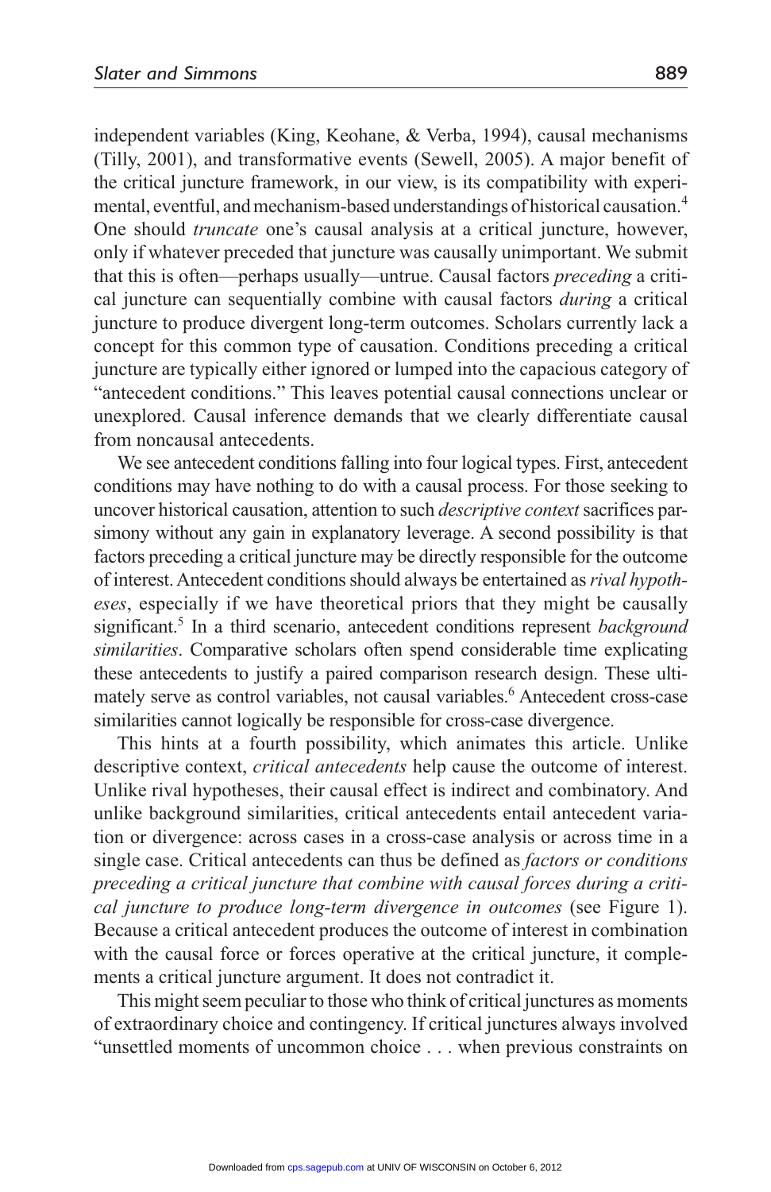independent variables (King, Keohane, & Verba, 1994), causal mechanisms (Tilly, 2001), and transformative events (Sewell, 2005). A major benefit of the critical juncture framework, in our view, is its compatibility with experimental, eventful, and mechanism-based understandings of historical causation.[4] One should *truncate* one's causal analysis at a critical juncture, however, only if whatever preceded that juncture was causally unimportant. We submit that this is often—perhaps usually—untrue. Causal factors *preceding* a critical juncture can sequentially combine with causal factors *during* a critical juncture to produce divergent long-term outcomes. Scholars currently lack a concept for this common type of causation. Conditions preceding a critical juncture are typically either ignored or lumped into the capacious category of "antecedent conditions." This leaves potential causal connections unclear or unexplored. Causal inference demands that we clearly differentiate causal from noncausal antecedents.

We see antecedent conditions falling into four logical types. First, antecedent conditions may have nothing to do with a causal process. For those seeking to uncover historical causation, attention to such *descriptive context* sacrifices parsimony without any gain in explanatory leverage. A second possibility is that factors preceding a critical juncture may be directly responsible for the outcome of interest. Antecedent conditions should always be entertained as *rival hypotheses*, especially if we have theoretical priors that they might be causally significant.[5] In a third scenario, antecedent conditions represent *background similarities*. Comparative scholars often spend considerable time explicating these antecedents to justify a paired comparison research design. These ultimately serve as control variables, not causal variables.[6] Antecedent cross-case similarities cannot logically be responsible for cross-case divergence.

This hints at a fourth possibility, which animates this article. Unlike descriptive context, *critical antecedents* help cause the outcome of interest. Unlike rival hypotheses, their causal effect is indirect and combinatory. And unlike background similarities, critical antecedents entail antecedent variation or divergence: across cases in a cross-case analysis or across time in a single case. Critical antecedents can thus be defined as *factors or conditions preceding a critical juncture that combine with causal forces during a critical juncture to produce long-term divergence in outcomes* (see Figure 1). Because a critical antecedent produces the outcome of interest in combination with the causal force or forces operative at the critical juncture, it complements a critical juncture argument. It does not contradict it.

This might seem peculiar to those who think of critical junctures as moments of extraordinary choice and contingency. If critical junctures always involved "unsettled moments of uncommon choice . . . when previous constraints on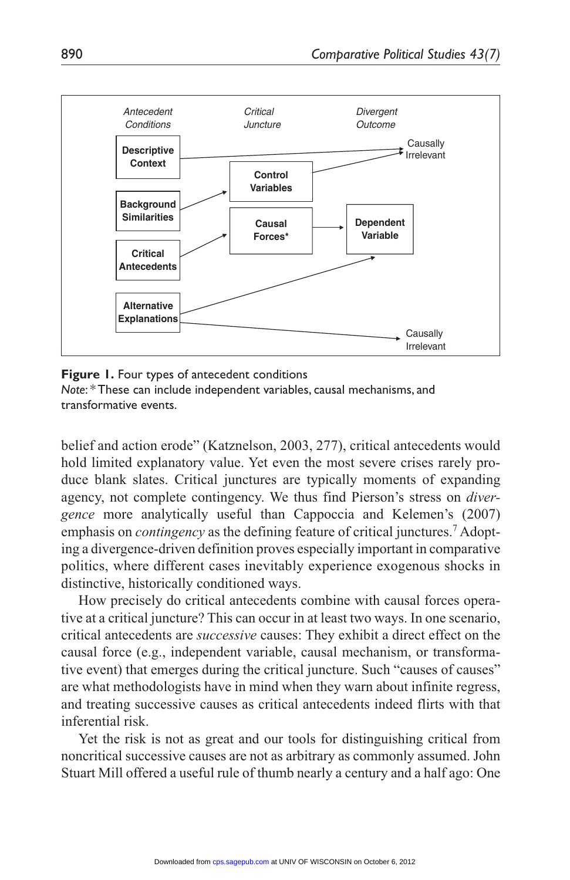Antecedent Conditions | Critical Juncture | Divergent Outcome

Descriptive Context → Causally Irrelevant

Background Similarities → Control Variables → Causally Irrelevant

Critical Antecedents → Causal Forces* → Dependent Variable

Alternative Explanations → Dependent Variable; Alternative Explanations → Causally Irrelevant

**Figure 1.** Four types of antecedent conditions
*Note:* *These can include independent variables, causal mechanisms, and transformative events.

belief and action erode" (Katznelson, 2003, 277), critical antecedents would hold limited explanatory value. Yet even the most severe crises rarely produce blank slates. Critical junctures are typically moments of expanding agency, not complete contingency. We thus find Pierson's stress on *divergence* more analytically useful than Cappoccia and Kelemen's (2007) emphasis on *contingency* as the defining feature of critical junctures.[7] Adopting a divergence-driven definition proves especially important in comparative politics, where different cases inevitably experience exogenous shocks in distinctive, historically conditioned ways.

How precisely do critical antecedents combine with causal forces operative at a critical juncture? This can occur in at least two ways. In one scenario, critical antecedents are *successive* causes: They exhibit a direct effect on the causal force (e.g., independent variable, causal mechanism, or transformative event) that emerges during the critical juncture. Such "causes of causes" are what methodologists have in mind when they warn about infinite regress, and treating successive causes as critical antecedents indeed flirts with that inferential risk.

Yet the risk is not as great and our tools for distinguishing critical from noncritical successive causes are not as arbitrary as commonly assumed. John Stuart Mill offered a useful rule of thumb nearly a century and a half ago: One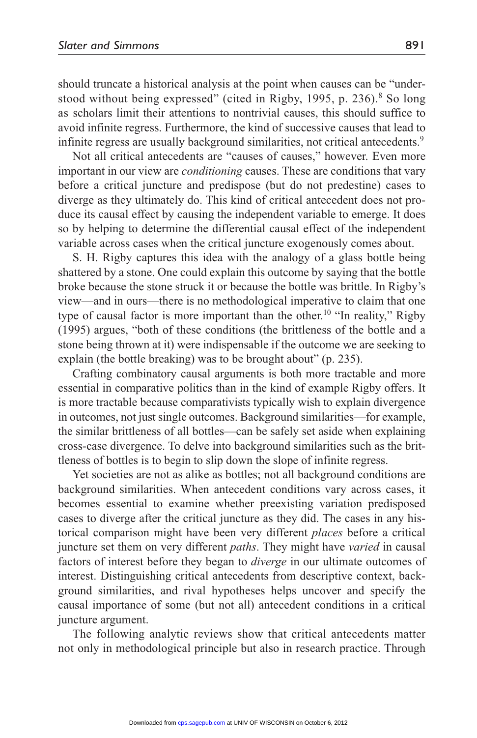should truncate a historical analysis at the point when causes can be "understood without being expressed" (cited in Rigby, 1995, p. 236).[8] So long as scholars limit their attentions to nontrivial causes, this should suffice to avoid infinite regress. Furthermore, the kind of successive causes that lead to infinite regress are usually background similarities, not critical antecedents.[9]

Not all critical antecedents are "causes of causes," however. Even more important in our view are *conditioning* causes. These are conditions that vary before a critical juncture and predispose (but do not predestine) cases to diverge as they ultimately do. This kind of critical antecedent does not produce its causal effect by causing the independent variable to emerge. It does so by helping to determine the differential causal effect of the independent variable across cases when the critical juncture exogenously comes about.

S. H. Rigby captures this idea with the analogy of a glass bottle being shattered by a stone. One could explain this outcome by saying that the bottle broke because the stone struck it or because the bottle was brittle. In Rigby's view—and in ours—there is no methodological imperative to claim that one type of causal factor is more important than the other.[10] "In reality," Rigby (1995) argues, "both of these conditions (the brittleness of the bottle and a stone being thrown at it) were indispensable if the outcome we are seeking to explain (the bottle breaking) was to be brought about" (p. 235).

Crafting combinatory causal arguments is both more tractable and more essential in comparative politics than in the kind of example Rigby offers. It is more tractable because comparativists typically wish to explain divergence in outcomes, not just single outcomes. Background similarities—for example, the similar brittleness of all bottles—can be safely set aside when explaining cross-case divergence. To delve into background similarities such as the brittleness of bottles is to begin to slip down the slope of infinite regress.

Yet societies are not as alike as bottles; not all background conditions are background similarities. When antecedent conditions vary across cases, it becomes essential to examine whether preexisting variation predisposed cases to diverge after the critical juncture as they did. The cases in any historical comparison might have been very different *places* before a critical juncture set them on very different *paths*. They might have *varied* in causal factors of interest before they began to *diverge* in our ultimate outcomes of interest. Distinguishing critical antecedents from descriptive context, background similarities, and rival hypotheses helps uncover and specify the causal importance of some (but not all) antecedent conditions in a critical juncture argument.

The following analytic reviews show that critical antecedents matter not only in methodological principle but also in research practice. Through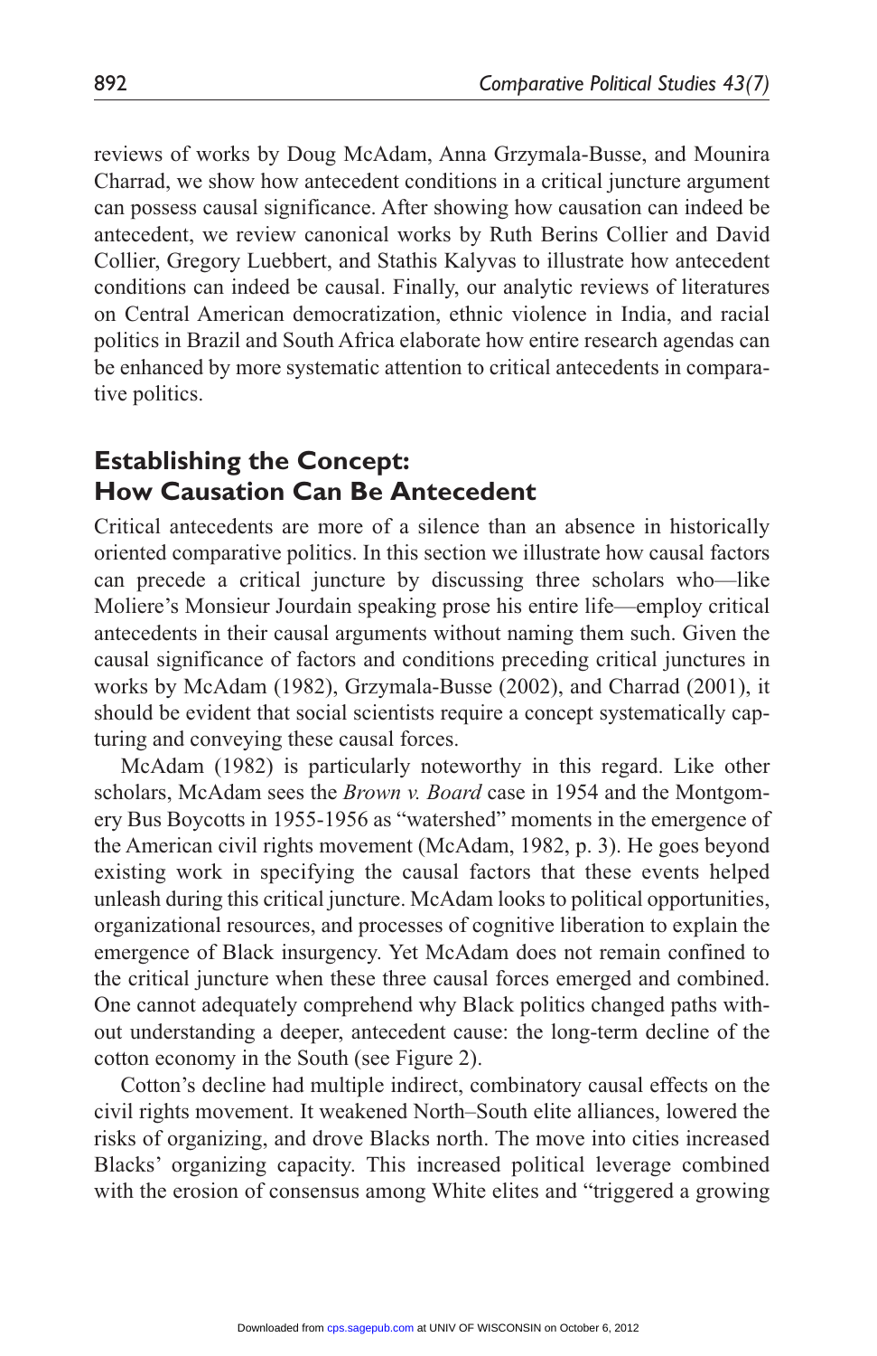reviews of works by Doug McAdam, Anna Grzymala-Busse, and Mounira Charrad, we show how antecedent conditions in a critical juncture argument can possess causal significance. After showing how causation can indeed be antecedent, we review canonical works by Ruth Berins Collier and David Collier, Gregory Luebbert, and Stathis Kalyvas to illustrate how antecedent conditions can indeed be causal. Finally, our analytic reviews of literatures on Central American democratization, ethnic violence in India, and racial politics in Brazil and South Africa elaborate how entire research agendas can be enhanced by more systematic attention to critical antecedents in comparative politics.

## Establishing the Concept: How Causation Can Be Antecedent

Critical antecedents are more of a silence than an absence in historically oriented comparative politics. In this section we illustrate how causal factors can precede a critical juncture by discussing three scholars who—like Moliere's Monsieur Jourdain speaking prose his entire life—employ critical antecedents in their causal arguments without naming them such. Given the causal significance of factors and conditions preceding critical junctures in works by McAdam (1982), Grzymala-Busse (2002), and Charrad (2001), it should be evident that social scientists require a concept systematically capturing and conveying these causal forces.

McAdam (1982) is particularly noteworthy in this regard. Like other scholars, McAdam sees the *Brown v. Board* case in 1954 and the Montgomery Bus Boycotts in 1955-1956 as "watershed" moments in the emergence of the American civil rights movement (McAdam, 1982, p. 3). He goes beyond existing work in specifying the causal factors that these events helped unleash during this critical juncture. McAdam looks to political opportunities, organizational resources, and processes of cognitive liberation to explain the emergence of Black insurgency. Yet McAdam does not remain confined to the critical juncture when these three causal forces emerged and combined. One cannot adequately comprehend why Black politics changed paths without understanding a deeper, antecedent cause: the long-term decline of the cotton economy in the South (see Figure 2).

Cotton's decline had multiple indirect, combinatory causal effects on the civil rights movement. It weakened North–South elite alliances, lowered the risks of organizing, and drove Blacks north. The move into cities increased Blacks' organizing capacity. This increased political leverage combined with the erosion of consensus among White elites and "triggered a growing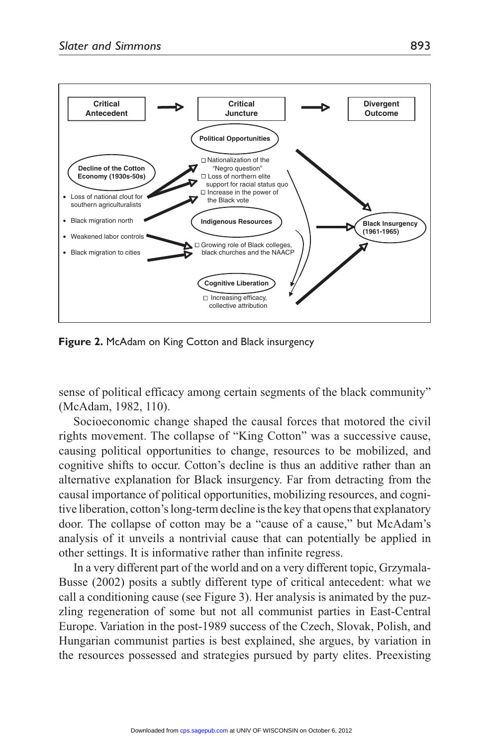Critical Antecedent → Critical Juncture → Divergent Outcome

**Decline of the Cotton Economy (1930s-50s)**

- Loss of national clout for southern agriculturalists
- Black migration north
- Weakened labor controls
- Black migration to cities

**Political Opportunities**

- Nationalization of the "Negro question"
- Loss of northern elite support for racial status quo
- Increase in the power of the Black vote

**Indigenous Resources**

- Growing role of Black colleges, black churches and the NAACP

**Cognitive Liberation**

- Increasing efficacy, collective attribution

**Black Insurgency (1961-1965)**

**Figure 2.** McAdam on King Cotton and Black insurgency

sense of political efficacy among certain segments of the black community" (McAdam, 1982, 110).

Socioeconomic change shaped the causal forces that motored the civil rights movement. The collapse of "King Cotton" was a successive cause, causing political opportunities to change, resources to be mobilized, and cognitive shifts to occur. Cotton's decline is thus an additive rather than an alternative explanation for Black insurgency. Far from detracting from the causal importance of political opportunities, mobilizing resources, and cognitive liberation, cotton's long-term decline is the key that opens that explanatory door. The collapse of cotton may be a "cause of a cause," but McAdam's analysis of it unveils a nontrivial cause that can potentially be applied in other settings. It is informative rather than infinite regress.

In a very different part of the world and on a very different topic, Grzymala-Busse (2002) posits a subtly different type of critical antecedent: what we call a conditioning cause (see Figure 3). Her analysis is animated by the puzzling regeneration of some but not all communist parties in East-Central Europe. Variation in the post-1989 success of the Czech, Slovak, Polish, and Hungarian communist parties is best explained, she argues, by variation in the resources possessed and strategies pursued by party elites. Preexisting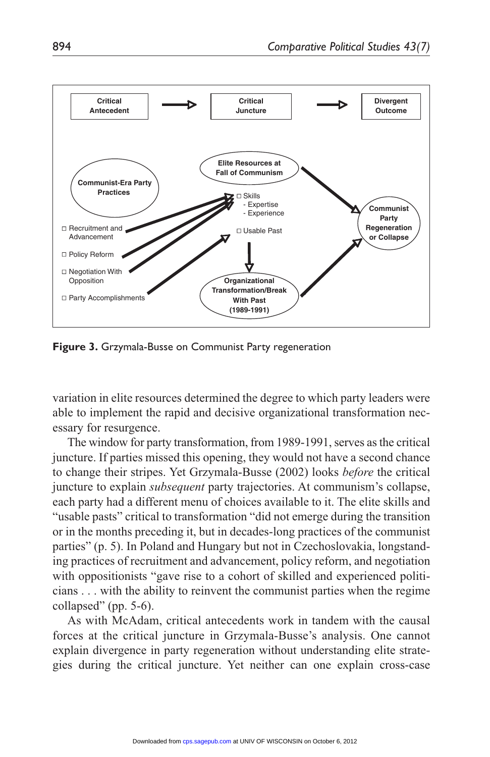Critical Antecedent → Critical Juncture → Divergent Outcome

Communist-Era Party Practices

- Recruitment and Advancement
- Policy Reform
- Negotiation With Opposition
- Party Accomplishments

Elite Resources at Fall of Communism

- Skills
  - Expertise
  - Experience
- Usable Past

Organizational Transformation/Break With Past (1989-1991)

Communist Party Regeneration or Collapse

**Figure 3.** Grzymala-Busse on Communist Party regeneration

variation in elite resources determined the degree to which party leaders were able to implement the rapid and decisive organizational transformation necessary for resurgence.

The window for party transformation, from 1989-1991, serves as the critical juncture. If parties missed this opening, they would not have a second chance to change their stripes. Yet Grzymala-Busse (2002) looks *before* the critical juncture to explain *subsequent* party trajectories. At communism's collapse, each party had a different menu of choices available to it. The elite skills and "usable pasts" critical to transformation "did not emerge during the transition or in the months preceding it, but in decades-long practices of the communist parties" (p. 5). In Poland and Hungary but not in Czechoslovakia, longstanding practices of recruitment and advancement, policy reform, and negotiation with oppositionists "gave rise to a cohort of skilled and experienced politicians . . . with the ability to reinvent the communist parties when the regime collapsed" (pp. 5-6).

As with McAdam, critical antecedents work in tandem with the causal forces at the critical juncture in Grzymala-Busse's analysis. One cannot explain divergence in party regeneration without understanding elite strategies during the critical juncture. Yet neither can one explain cross-case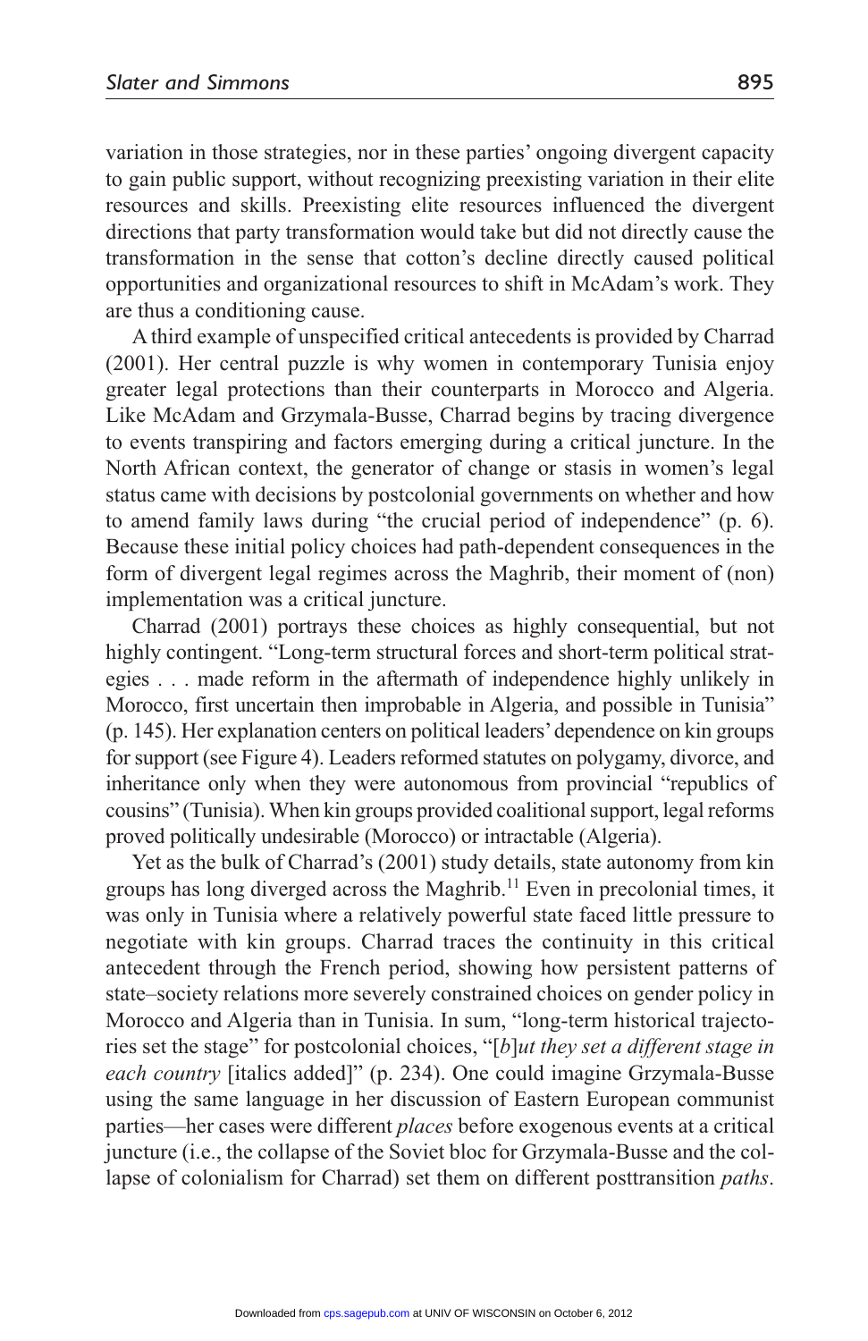variation in those strategies, nor in these parties' ongoing divergent capacity to gain public support, without recognizing preexisting variation in their elite resources and skills. Preexisting elite resources influenced the divergent directions that party transformation would take but did not directly cause the transformation in the sense that cotton's decline directly caused political opportunities and organizational resources to shift in McAdam's work. They are thus a conditioning cause.

A third example of unspecified critical antecedents is provided by Charrad (2001). Her central puzzle is why women in contemporary Tunisia enjoy greater legal protections than their counterparts in Morocco and Algeria. Like McAdam and Grzymala-Busse, Charrad begins by tracing divergence to events transpiring and factors emerging during a critical juncture. In the North African context, the generator of change or stasis in women's legal status came with decisions by postcolonial governments on whether and how to amend family laws during "the crucial period of independence" (p. 6). Because these initial policy choices had path-dependent consequences in the form of divergent legal regimes across the Maghrib, their moment of (non) implementation was a critical juncture.

Charrad (2001) portrays these choices as highly consequential, but not highly contingent. "Long-term structural forces and short-term political strategies . . . made reform in the aftermath of independence highly unlikely in Morocco, first uncertain then improbable in Algeria, and possible in Tunisia" (p. 145). Her explanation centers on political leaders' dependence on kin groups for support (see Figure 4). Leaders reformed statutes on polygamy, divorce, and inheritance only when they were autonomous from provincial "republics of cousins" (Tunisia). When kin groups provided coalitional support, legal reforms proved politically undesirable (Morocco) or intractable (Algeria).

Yet as the bulk of Charrad's (2001) study details, state autonomy from kin groups has long diverged across the Maghrib.[11] Even in precolonial times, it was only in Tunisia where a relatively powerful state faced little pressure to negotiate with kin groups. Charrad traces the continuity in this critical antecedent through the French period, showing how persistent patterns of state–society relations more severely constrained choices on gender policy in Morocco and Algeria than in Tunisia. In sum, "long-term historical trajectories set the stage" for postcolonial choices, "[*b*]*ut they set a different stage in each country* [italics added]" (p. 234). One could imagine Grzymala-Busse using the same language in her discussion of Eastern European communist parties—her cases were different *places* before exogenous events at a critical juncture (i.e., the collapse of the Soviet bloc for Grzymala-Busse and the collapse of colonialism for Charrad) set them on different posttransition *paths*.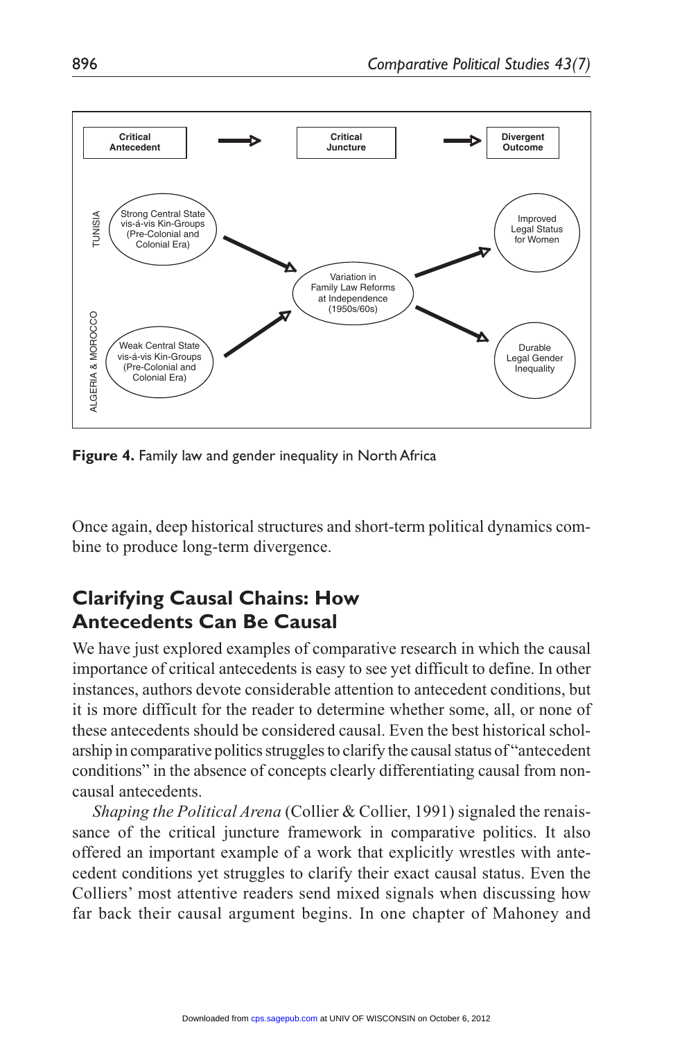| Critical Antecedent | → | Critical Juncture | → | Divergent Outcome |
| --- | --- | --- | --- | --- |
| TUNISIA: Strong Central State vis-á-vis Kin-Groups (Pre-Colonial and Colonial Era) | ↘ | Variation in Family Law Reforms at Independence (1950s/60s) | ↗ | Improved Legal Status for Women |
| ALGERIA & MOROCCO: Weak Central State vis-á-vis Kin-Groups (Pre-Colonial and Colonial Era) | ↗ | | ↘ | Durable Legal Gender Inequality |

**Figure 4.** Family law and gender inequality in North Africa

Once again, deep historical structures and short-term political dynamics combine to produce long-term divergence.

## Clarifying Causal Chains: How Antecedents Can Be Causal

We have just explored examples of comparative research in which the causal importance of critical antecedents is easy to see yet difficult to define. In other instances, authors devote considerable attention to antecedent conditions, but it is more difficult for the reader to determine whether some, all, or none of these antecedents should be considered causal. Even the best historical scholarship in comparative politics struggles to clarify the causal status of "antecedent conditions" in the absence of concepts clearly differentiating causal from noncausal antecedents.

*Shaping the Political Arena* (Collier & Collier, 1991) signaled the renaissance of the critical juncture framework in comparative politics. It also offered an important example of a work that explicitly wrestles with antecedent conditions yet struggles to clarify their exact causal status. Even the Colliers' most attentive readers send mixed signals when discussing how far back their causal argument begins. In one chapter of Mahoney and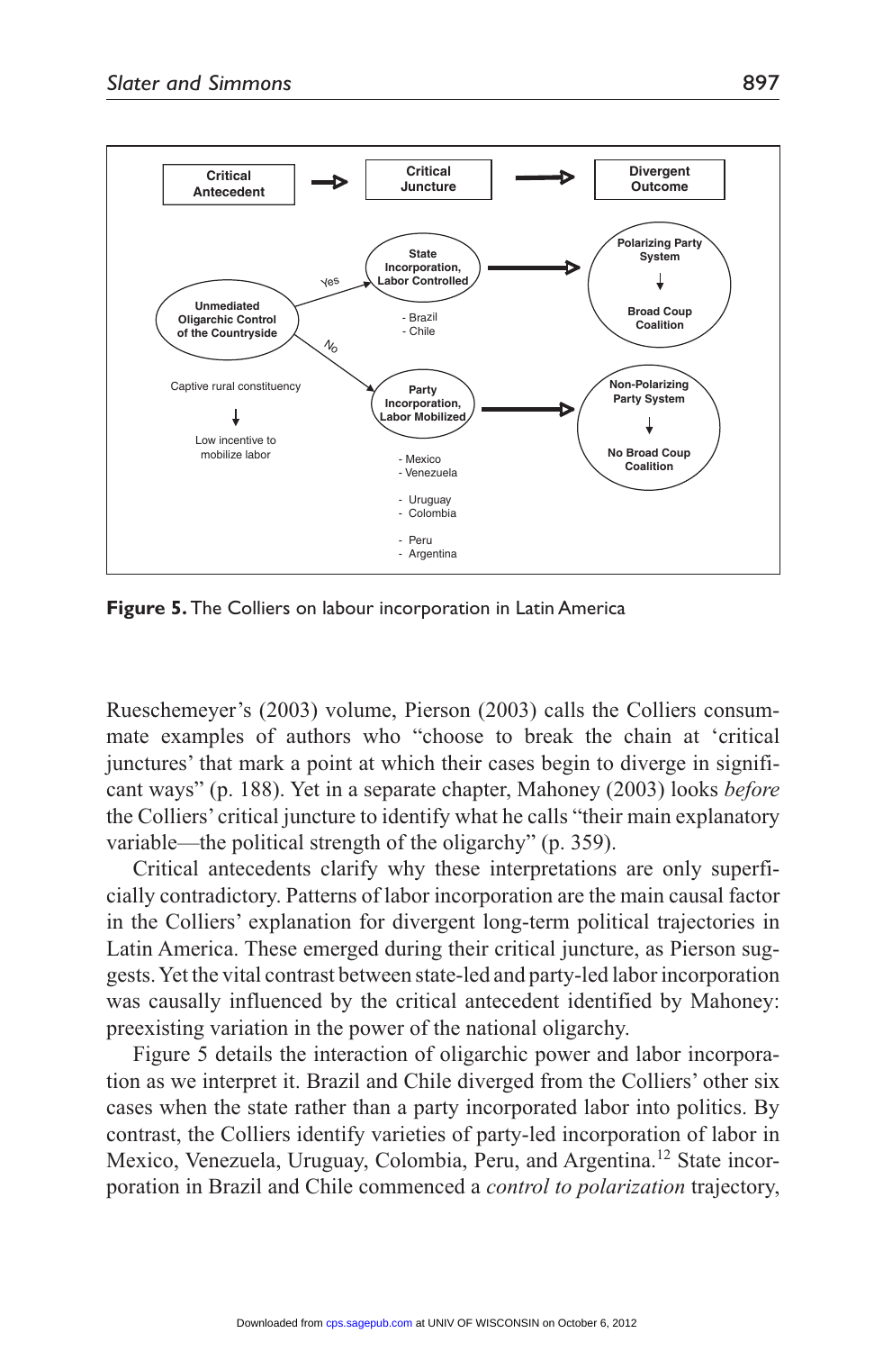Critical Antecedent → Critical Juncture → Divergent Outcome

Unmediated Oligarchic Control of the Countryside

Captive rural constituency
↓
Low incentive to mobilize labor

Yes → State Incorporation, Labor Controlled → Polarizing Party System ↓ Broad Coup Coalition

- Brazil
- Chile

No → Party Incorporation, Labor Mobilized → Non-Polarizing Party System ↓ No Broad Coup Coalition

- Mexico
- Venezuela
- Uruguay
- Colombia
- Peru
- Argentina

**Figure 5.** The Colliers on labour incorporation in Latin America

Rueschemeyer's (2003) volume, Pierson (2003) calls the Colliers consummate examples of authors who "choose to break the chain at 'critical junctures' that mark a point at which their cases begin to diverge in significant ways" (p. 188). Yet in a separate chapter, Mahoney (2003) looks *before* the Colliers' critical juncture to identify what he calls "their main explanatory variable—the political strength of the oligarchy" (p. 359).

Critical antecedents clarify why these interpretations are only superficially contradictory. Patterns of labor incorporation are the main causal factor in the Colliers' explanation for divergent long-term political trajectories in Latin America. These emerged during their critical juncture, as Pierson suggests. Yet the vital contrast between state-led and party-led labor incorporation was causally influenced by the critical antecedent identified by Mahoney: preexisting variation in the power of the national oligarchy.

Figure 5 details the interaction of oligarchic power and labor incorporation as we interpret it. Brazil and Chile diverged from the Colliers' other six cases when the state rather than a party incorporated labor into politics. By contrast, the Colliers identify varieties of party-led incorporation of labor in Mexico, Venezuela, Uruguay, Colombia, Peru, and Argentina.[12] State incorporation in Brazil and Chile commenced a *control to polarization* trajectory,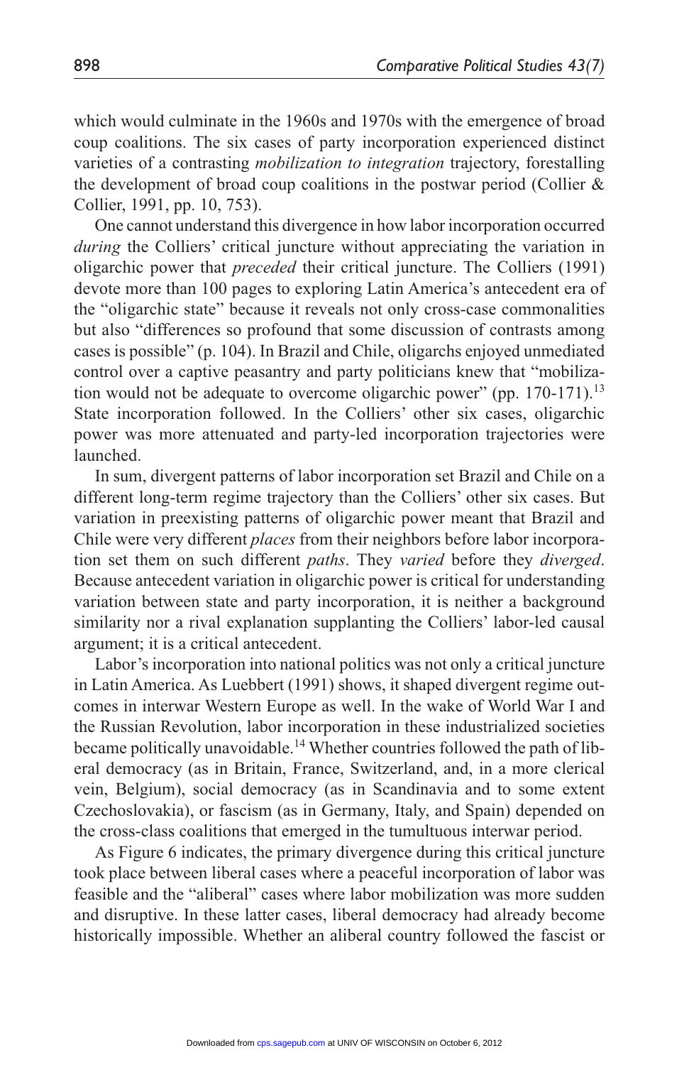which would culminate in the 1960s and 1970s with the emergence of broad coup coalitions. The six cases of party incorporation experienced distinct varieties of a contrasting *mobilization to integration* trajectory, forestalling the development of broad coup coalitions in the postwar period (Collier & Collier, 1991, pp. 10, 753).

One cannot understand this divergence in how labor incorporation occurred *during* the Colliers' critical juncture without appreciating the variation in oligarchic power that *preceded* their critical juncture. The Colliers (1991) devote more than 100 pages to exploring Latin America's antecedent era of the "oligarchic state" because it reveals not only cross-case commonalities but also "differences so profound that some discussion of contrasts among cases is possible" (p. 104). In Brazil and Chile, oligarchs enjoyed unmediated control over a captive peasantry and party politicians knew that "mobilization would not be adequate to overcome oligarchic power" (pp. 170-171).[13] State incorporation followed. In the Colliers' other six cases, oligarchic power was more attenuated and party-led incorporation trajectories were launched.

In sum, divergent patterns of labor incorporation set Brazil and Chile on a different long-term regime trajectory than the Colliers' other six cases. But variation in preexisting patterns of oligarchic power meant that Brazil and Chile were very different *places* from their neighbors before labor incorporation set them on such different *paths*. They *varied* before they *diverged*. Because antecedent variation in oligarchic power is critical for understanding variation between state and party incorporation, it is neither a background similarity nor a rival explanation supplanting the Colliers' labor-led causal argument; it is a critical antecedent.

Labor's incorporation into national politics was not only a critical juncture in Latin America. As Luebbert (1991) shows, it shaped divergent regime outcomes in interwar Western Europe as well. In the wake of World War I and the Russian Revolution, labor incorporation in these industrialized societies became politically unavoidable.[14] Whether countries followed the path of liberal democracy (as in Britain, France, Switzerland, and, in a more clerical vein, Belgium), social democracy (as in Scandinavia and to some extent Czechoslovakia), or fascism (as in Germany, Italy, and Spain) depended on the cross-class coalitions that emerged in the tumultuous interwar period.

As Figure 6 indicates, the primary divergence during this critical juncture took place between liberal cases where a peaceful incorporation of labor was feasible and the "aliberal" cases where labor mobilization was more sudden and disruptive. In these latter cases, liberal democracy had already become historically impossible. Whether an aliberal country followed the fascist or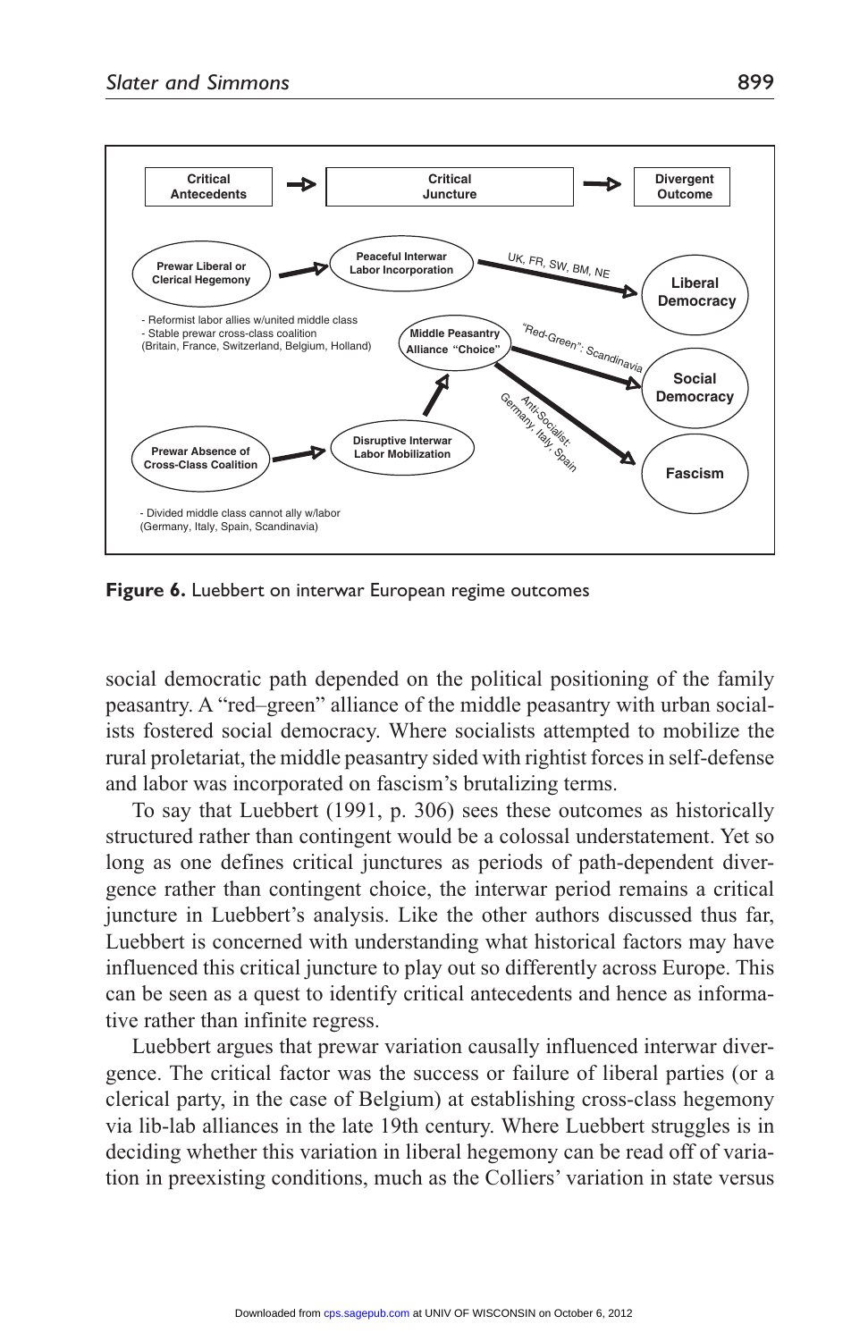**Figure 6.** Luebbert on interwar European regime outcomes

social democratic path depended on the political positioning of the family peasantry. A "red–green" alliance of the middle peasantry with urban socialists fostered social democracy. Where socialists attempted to mobilize the rural proletariat, the middle peasantry sided with rightist forces in self-defense and labor was incorporated on fascism's brutalizing terms.

To say that Luebbert (1991, p. 306) sees these outcomes as historically structured rather than contingent would be a colossal understatement. Yet so long as one defines critical junctures as periods of path-dependent divergence rather than contingent choice, the interwar period remains a critical juncture in Luebbert's analysis. Like the other authors discussed thus far, Luebbert is concerned with understanding what historical factors may have influenced this critical juncture to play out so differently across Europe. This can be seen as a quest to identify critical antecedents and hence as informative rather than infinite regress.

Luebbert argues that prewar variation causally influenced interwar divergence. The critical factor was the success or failure of liberal parties (or a clerical party, in the case of Belgium) at establishing cross-class hegemony via lib-lab alliances in the late 19th century. Where Luebbert struggles is in deciding whether this variation in liberal hegemony can be read off of variation in preexisting conditions, much as the Colliers' variation in state versus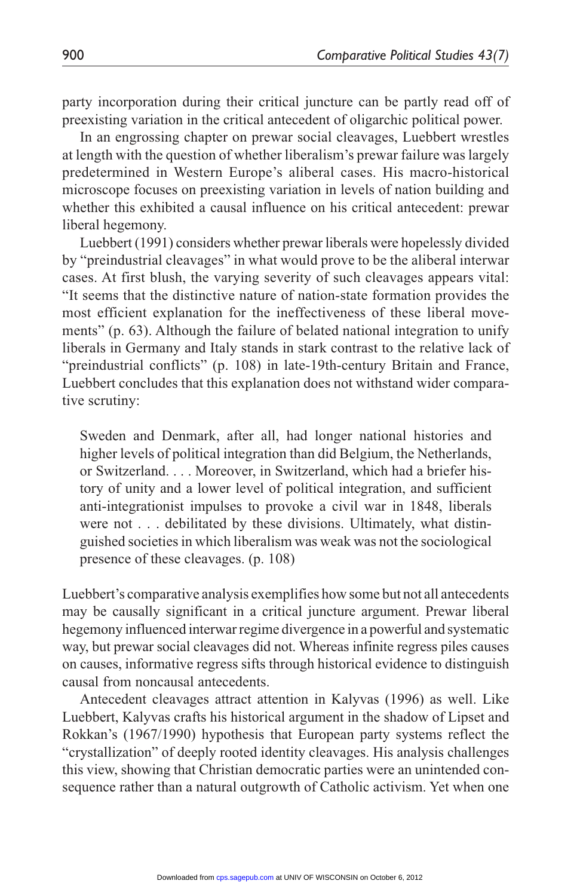party incorporation during their critical juncture can be partly read off of preexisting variation in the critical antecedent of oligarchic political power.

In an engrossing chapter on prewar social cleavages, Luebbert wrestles at length with the question of whether liberalism's prewar failure was largely predetermined in Western Europe's aliberal cases. His macro-historical microscope focuses on preexisting variation in levels of nation building and whether this exhibited a causal influence on his critical antecedent: prewar liberal hegemony.

Luebbert (1991) considers whether prewar liberals were hopelessly divided by "preindustrial cleavages" in what would prove to be the aliberal interwar cases. At first blush, the varying severity of such cleavages appears vital: "It seems that the distinctive nature of nation-state formation provides the most efficient explanation for the ineffectiveness of these liberal movements" (p. 63). Although the failure of belated national integration to unify liberals in Germany and Italy stands in stark contrast to the relative lack of "preindustrial conflicts" (p. 108) in late-19th-century Britain and France, Luebbert concludes that this explanation does not withstand wider comparative scrutiny:

> Sweden and Denmark, after all, had longer national histories and higher levels of political integration than did Belgium, the Netherlands, or Switzerland. . . . Moreover, in Switzerland, which had a briefer history of unity and a lower level of political integration, and sufficient anti-integrationist impulses to provoke a civil war in 1848, liberals were not . . . debilitated by these divisions. Ultimately, what distinguished societies in which liberalism was weak was not the sociological presence of these cleavages. (p. 108)

Luebbert's comparative analysis exemplifies how some but not all antecedents may be causally significant in a critical juncture argument. Prewar liberal hegemony influenced interwar regime divergence in a powerful and systematic way, but prewar social cleavages did not. Whereas infinite regress piles causes on causes, informative regress sifts through historical evidence to distinguish causal from noncausal antecedents.

Antecedent cleavages attract attention in Kalyvas (1996) as well. Like Luebbert, Kalyvas crafts his historical argument in the shadow of Lipset and Rokkan's (1967/1990) hypothesis that European party systems reflect the "crystallization" of deeply rooted identity cleavages. His analysis challenges this view, showing that Christian democratic parties were an unintended consequence rather than a natural outgrowth of Catholic activism. Yet when one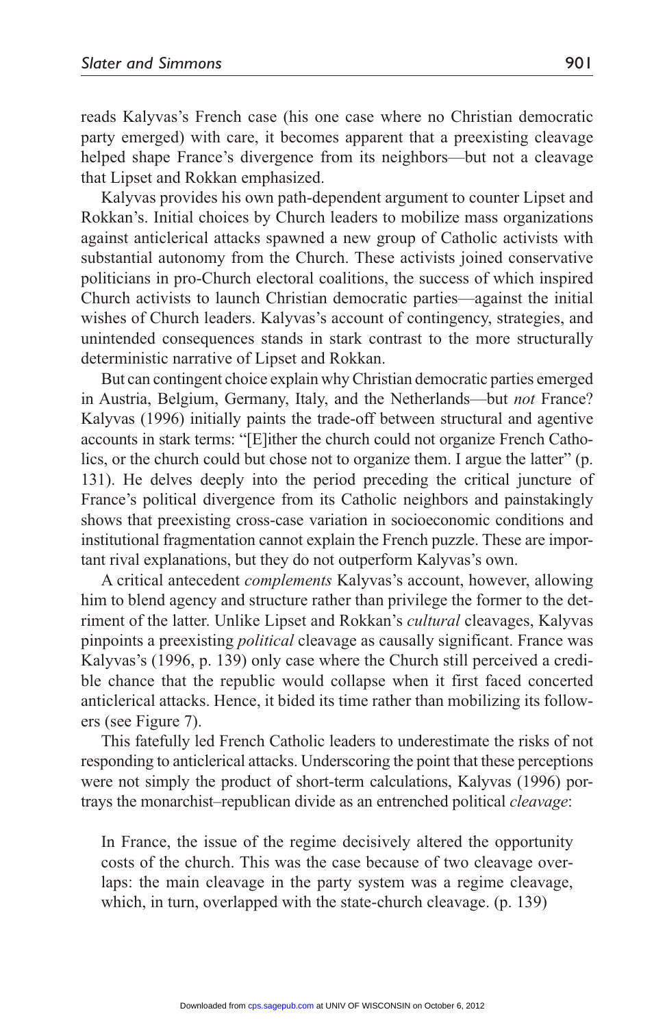reads Kalyvas's French case (his one case where no Christian democratic party emerged) with care, it becomes apparent that a preexisting cleavage helped shape France's divergence from its neighbors—but not a cleavage that Lipset and Rokkan emphasized.

Kalyvas provides his own path-dependent argument to counter Lipset and Rokkan's. Initial choices by Church leaders to mobilize mass organizations against anticlerical attacks spawned a new group of Catholic activists with substantial autonomy from the Church. These activists joined conservative politicians in pro-Church electoral coalitions, the success of which inspired Church activists to launch Christian democratic parties—against the initial wishes of Church leaders. Kalyvas's account of contingency, strategies, and unintended consequences stands in stark contrast to the more structurally deterministic narrative of Lipset and Rokkan.

But can contingent choice explain why Christian democratic parties emerged in Austria, Belgium, Germany, Italy, and the Netherlands—but *not* France? Kalyvas (1996) initially paints the trade-off between structural and agentive accounts in stark terms: "[E]ither the church could not organize French Catholics, or the church could but chose not to organize them. I argue the latter" (p. 131). He delves deeply into the period preceding the critical juncture of France's political divergence from its Catholic neighbors and painstakingly shows that preexisting cross-case variation in socioeconomic conditions and institutional fragmentation cannot explain the French puzzle. These are important rival explanations, but they do not outperform Kalyvas's own.

A critical antecedent *complements* Kalyvas's account, however, allowing him to blend agency and structure rather than privilege the former to the detriment of the latter. Unlike Lipset and Rokkan's *cultural* cleavages, Kalyvas pinpoints a preexisting *political* cleavage as causally significant. France was Kalyvas's (1996, p. 139) only case where the Church still perceived a credible chance that the republic would collapse when it first faced concerted anticlerical attacks. Hence, it bided its time rather than mobilizing its followers (see Figure 7).

This fatefully led French Catholic leaders to underestimate the risks of not responding to anticlerical attacks. Underscoring the point that these perceptions were not simply the product of short-term calculations, Kalyvas (1996) portrays the monarchist–republican divide as an entrenched political *cleavage*:

> In France, the issue of the regime decisively altered the opportunity costs of the church. This was the case because of two cleavage overlaps: the main cleavage in the party system was a regime cleavage, which, in turn, overlapped with the state-church cleavage. (p. 139)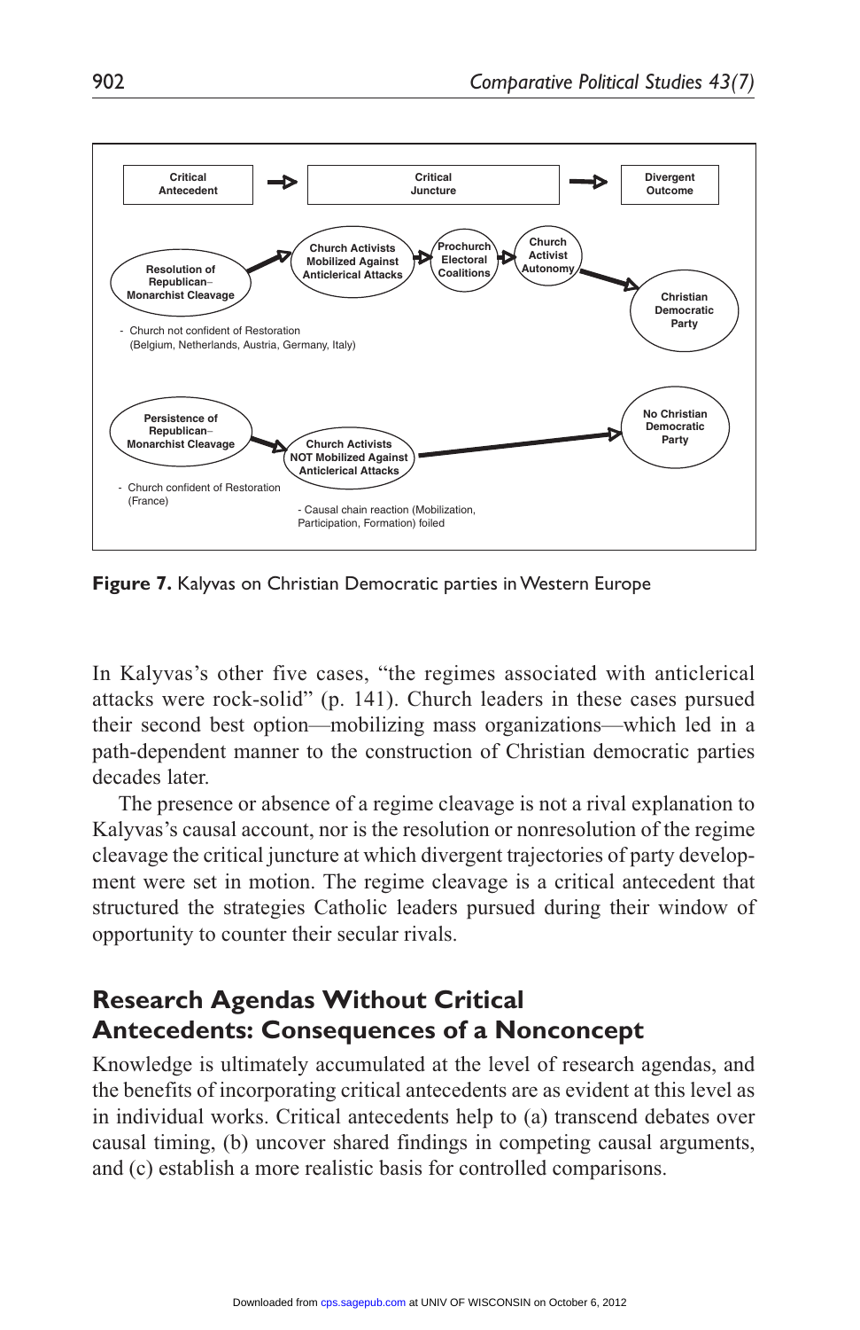Critical Antecedent → Critical Juncture → Divergent Outcome

Resolution of Republican–Monarchist Cleavage → Church Activists Mobilized Against Anticlerical Attacks → Prochurch Electoral Coalitions → Church Activist Autonomy → Christian Democratic Party

- Church not confident of Restoration (Belgium, Netherlands, Austria, Germany, Italy)

Persistence of Republican–Monarchist Cleavage → Church Activists NOT Mobilized Against Anticlerical Attacks → No Christian Democratic Party

- Church confident of Restoration (France)

- Causal chain reaction (Mobilization, Participation, Formation) foiled

**Figure 7.** Kalyvas on Christian Democratic parties in Western Europe

In Kalyvas's other five cases, "the regimes associated with anticlerical attacks were rock-solid" (p. 141). Church leaders in these cases pursued their second best option—mobilizing mass organizations—which led in a path-dependent manner to the construction of Christian democratic parties decades later.

The presence or absence of a regime cleavage is not a rival explanation to Kalyvas's causal account, nor is the resolution or nonresolution of the regime cleavage the critical juncture at which divergent trajectories of party development were set in motion. The regime cleavage is a critical antecedent that structured the strategies Catholic leaders pursued during their window of opportunity to counter their secular rivals.

## Research Agendas Without Critical Antecedents: Consequences of a Nonconcept

Knowledge is ultimately accumulated at the level of research agendas, and the benefits of incorporating critical antecedents are as evident at this level as in individual works. Critical antecedents help to (a) transcend debates over causal timing, (b) uncover shared findings in competing causal arguments, and (c) establish a more realistic basis for controlled comparisons.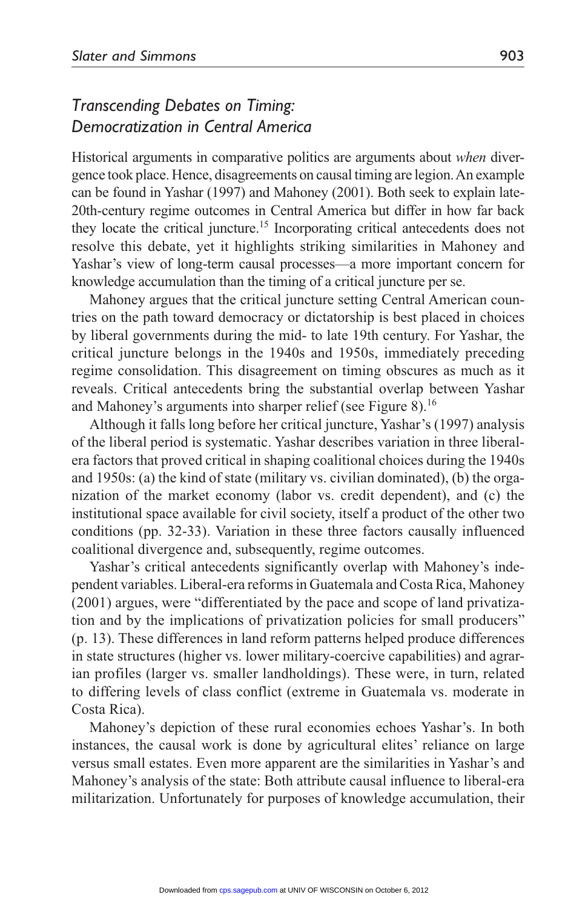## *Transcending Debates on Timing: Democratization in Central America*

Historical arguments in comparative politics are arguments about *when* divergence took place. Hence, disagreements on causal timing are legion. An example can be found in Yashar (1997) and Mahoney (2001). Both seek to explain late-20th-century regime outcomes in Central America but differ in how far back they locate the critical juncture.[15] Incorporating critical antecedents does not resolve this debate, yet it highlights striking similarities in Mahoney and Yashar's view of long-term causal processes—a more important concern for knowledge accumulation than the timing of a critical juncture per se.

Mahoney argues that the critical juncture setting Central American countries on the path toward democracy or dictatorship is best placed in choices by liberal governments during the mid- to late 19th century. For Yashar, the critical juncture belongs in the 1940s and 1950s, immediately preceding regime consolidation. This disagreement on timing obscures as much as it reveals. Critical antecedents bring the substantial overlap between Yashar and Mahoney's arguments into sharper relief (see Figure 8).[16]

Although it falls long before her critical juncture, Yashar's (1997) analysis of the liberal period is systematic. Yashar describes variation in three liberal-era factors that proved critical in shaping coalitional choices during the 1940s and 1950s: (a) the kind of state (military vs. civilian dominated), (b) the organization of the market economy (labor vs. credit dependent), and (c) the institutional space available for civil society, itself a product of the other two conditions (pp. 32-33). Variation in these three factors causally influenced coalitional divergence and, subsequently, regime outcomes.

Yashar's critical antecedents significantly overlap with Mahoney's independent variables. Liberal-era reforms in Guatemala and Costa Rica, Mahoney (2001) argues, were "differentiated by the pace and scope of land privatization and by the implications of privatization policies for small producers" (p. 13). These differences in land reform patterns helped produce differences in state structures (higher vs. lower military-coercive capabilities) and agrarian profiles (larger vs. smaller landholdings). These were, in turn, related to differing levels of class conflict (extreme in Guatemala vs. moderate in Costa Rica).

Mahoney's depiction of these rural economies echoes Yashar's. In both instances, the causal work is done by agricultural elites' reliance on large versus small estates. Even more apparent are the similarities in Yashar's and Mahoney's analysis of the state: Both attribute causal influence to liberal-era militarization. Unfortunately for purposes of knowledge accumulation, their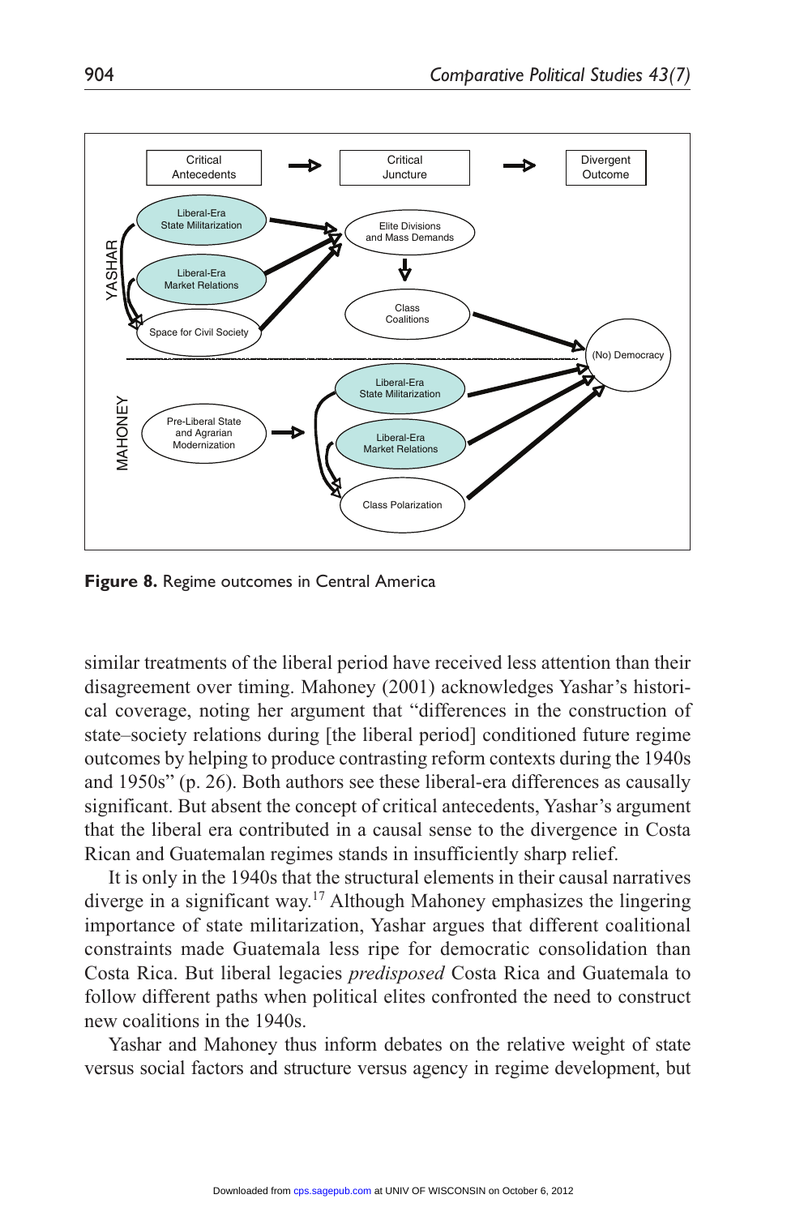**Figure 8.** Regime outcomes in Central America

similar treatments of the liberal period have received less attention than their disagreement over timing. Mahoney (2001) acknowledges Yashar's historical coverage, noting her argument that "differences in the construction of state–society relations during [the liberal period] conditioned future regime outcomes by helping to produce contrasting reform contexts during the 1940s and 1950s" (p. 26). Both authors see these liberal-era differences as causally significant. But absent the concept of critical antecedents, Yashar's argument that the liberal era contributed in a causal sense to the divergence in Costa Rican and Guatemalan regimes stands in insufficiently sharp relief.

It is only in the 1940s that the structural elements in their causal narratives diverge in a significant way.[17] Although Mahoney emphasizes the lingering importance of state militarization, Yashar argues that different coalitional constraints made Guatemala less ripe for democratic consolidation than Costa Rica. But liberal legacies *predisposed* Costa Rica and Guatemala to follow different paths when political elites confronted the need to construct new coalitions in the 1940s.

Yashar and Mahoney thus inform debates on the relative weight of state versus social factors and structure versus agency in regime development, but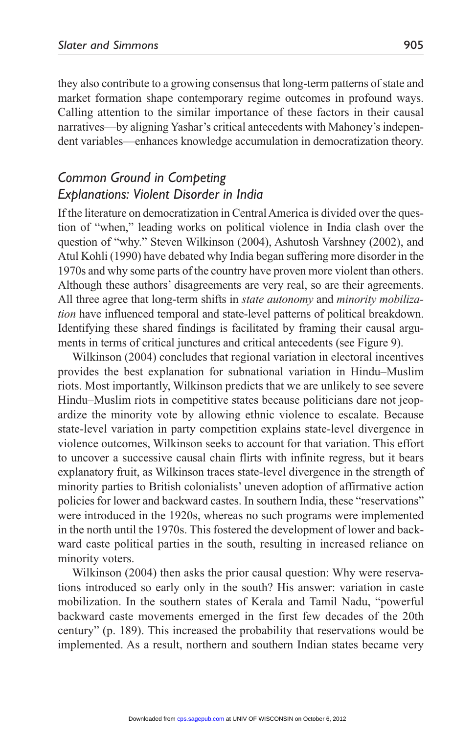they also contribute to a growing consensus that long-term patterns of state and market formation shape contemporary regime outcomes in profound ways. Calling attention to the similar importance of these factors in their causal narratives—by aligning Yashar's critical antecedents with Mahoney's independent variables—enhances knowledge accumulation in democratization theory.

## Common Ground in Competing Explanations: Violent Disorder in India

If the literature on democratization in Central America is divided over the question of "when," leading works on political violence in India clash over the question of "why." Steven Wilkinson (2004), Ashutosh Varshney (2002), and Atul Kohli (1990) have debated why India began suffering more disorder in the 1970s and why some parts of the country have proven more violent than others. Although these authors' disagreements are very real, so are their agreements. All three agree that long-term shifts in *state autonomy* and *minority mobilization* have influenced temporal and state-level patterns of political breakdown. Identifying these shared findings is facilitated by framing their causal arguments in terms of critical junctures and critical antecedents (see Figure 9).

Wilkinson (2004) concludes that regional variation in electoral incentives provides the best explanation for subnational variation in Hindu–Muslim riots. Most importantly, Wilkinson predicts that we are unlikely to see severe Hindu–Muslim riots in competitive states because politicians dare not jeopardize the minority vote by allowing ethnic violence to escalate. Because state-level variation in party competition explains state-level divergence in violence outcomes, Wilkinson seeks to account for that variation. This effort to uncover a successive causal chain flirts with infinite regress, but it bears explanatory fruit, as Wilkinson traces state-level divergence in the strength of minority parties to British colonialists' uneven adoption of affirmative action policies for lower and backward castes. In southern India, these "reservations" were introduced in the 1920s, whereas no such programs were implemented in the north until the 1970s. This fostered the development of lower and backward caste political parties in the south, resulting in increased reliance on minority voters.

Wilkinson (2004) then asks the prior causal question: Why were reservations introduced so early only in the south? His answer: variation in caste mobilization. In the southern states of Kerala and Tamil Nadu, "powerful backward caste movements emerged in the first few decades of the 20th century" (p. 189). This increased the probability that reservations would be implemented. As a result, northern and southern Indian states became very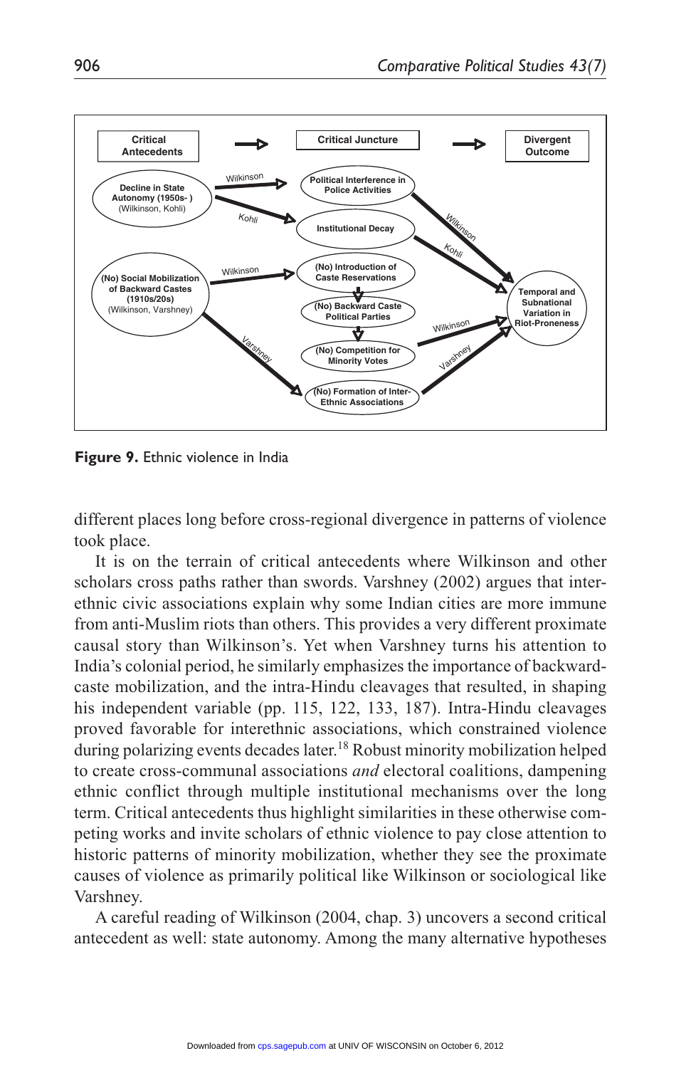**Figure 9.** Ethnic violence in India

different places long before cross-regional divergence in patterns of violence took place.

It is on the terrain of critical antecedents where Wilkinson and other scholars cross paths rather than swords. Varshney (2002) argues that inter-ethnic civic associations explain why some Indian cities are more immune from anti-Muslim riots than others. This provides a very different proximate causal story than Wilkinson's. Yet when Varshney turns his attention to India's colonial period, he similarly emphasizes the importance of backward-caste mobilization, and the intra-Hindu cleavages that resulted, in shaping his independent variable (pp. 115, 122, 133, 187). Intra-Hindu cleavages proved favorable for interethnic associations, which constrained violence during polarizing events decades later.[18] Robust minority mobilization helped to create cross-communal associations *and* electoral coalitions, dampening ethnic conflict through multiple institutional mechanisms over the long term. Critical antecedents thus highlight similarities in these otherwise competing works and invite scholars of ethnic violence to pay close attention to historic patterns of minority mobilization, whether they see the proximate causes of violence as primarily political like Wilkinson or sociological like Varshney.

A careful reading of Wilkinson (2004, chap. 3) uncovers a second critical antecedent as well: state autonomy. Among the many alternative hypotheses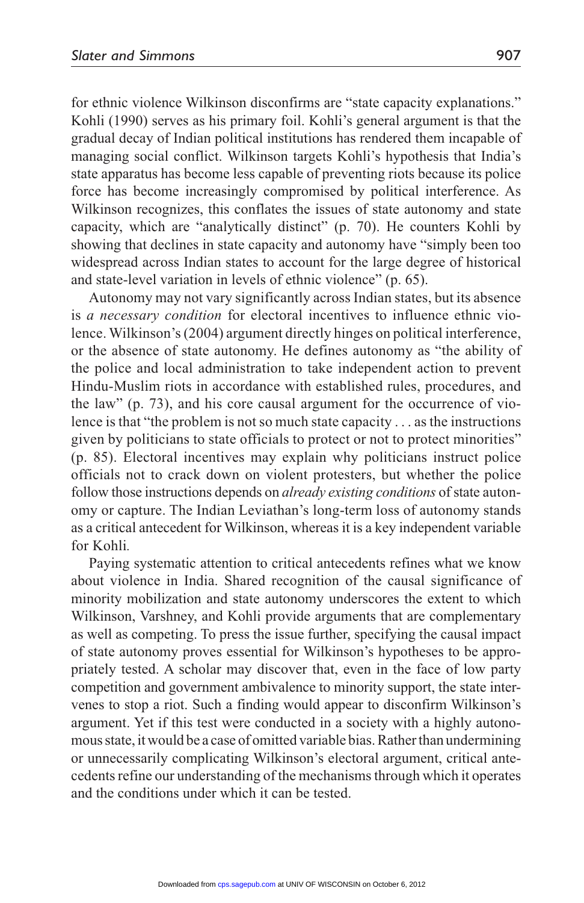for ethnic violence Wilkinson disconfirms are "state capacity explanations." Kohli (1990) serves as his primary foil. Kohli's general argument is that the gradual decay of Indian political institutions has rendered them incapable of managing social conflict. Wilkinson targets Kohli's hypothesis that India's state apparatus has become less capable of preventing riots because its police force has become increasingly compromised by political interference. As Wilkinson recognizes, this conflates the issues of state autonomy and state capacity, which are "analytically distinct" (p. 70). He counters Kohli by showing that declines in state capacity and autonomy have "simply been too widespread across Indian states to account for the large degree of historical and state-level variation in levels of ethnic violence" (p. 65).

Autonomy may not vary significantly across Indian states, but its absence is *a necessary condition* for electoral incentives to influence ethnic violence. Wilkinson's (2004) argument directly hinges on political interference, or the absence of state autonomy. He defines autonomy as "the ability of the police and local administration to take independent action to prevent Hindu-Muslim riots in accordance with established rules, procedures, and the law" (p. 73), and his core causal argument for the occurrence of violence is that "the problem is not so much state capacity . . . as the instructions given by politicians to state officials to protect or not to protect minorities" (p. 85). Electoral incentives may explain why politicians instruct police officials not to crack down on violent protesters, but whether the police follow those instructions depends on *already existing conditions* of state autonomy or capture. The Indian Leviathan's long-term loss of autonomy stands as a critical antecedent for Wilkinson, whereas it is a key independent variable for Kohli.

Paying systematic attention to critical antecedents refines what we know about violence in India. Shared recognition of the causal significance of minority mobilization and state autonomy underscores the extent to which Wilkinson, Varshney, and Kohli provide arguments that are complementary as well as competing. To press the issue further, specifying the causal impact of state autonomy proves essential for Wilkinson's hypotheses to be appropriately tested. A scholar may discover that, even in the face of low party competition and government ambivalence to minority support, the state intervenes to stop a riot. Such a finding would appear to disconfirm Wilkinson's argument. Yet if this test were conducted in a society with a highly autonomous state, it would be a case of omitted variable bias. Rather than undermining or unnecessarily complicating Wilkinson's electoral argument, critical antecedents refine our understanding of the mechanisms through which it operates and the conditions under which it can be tested.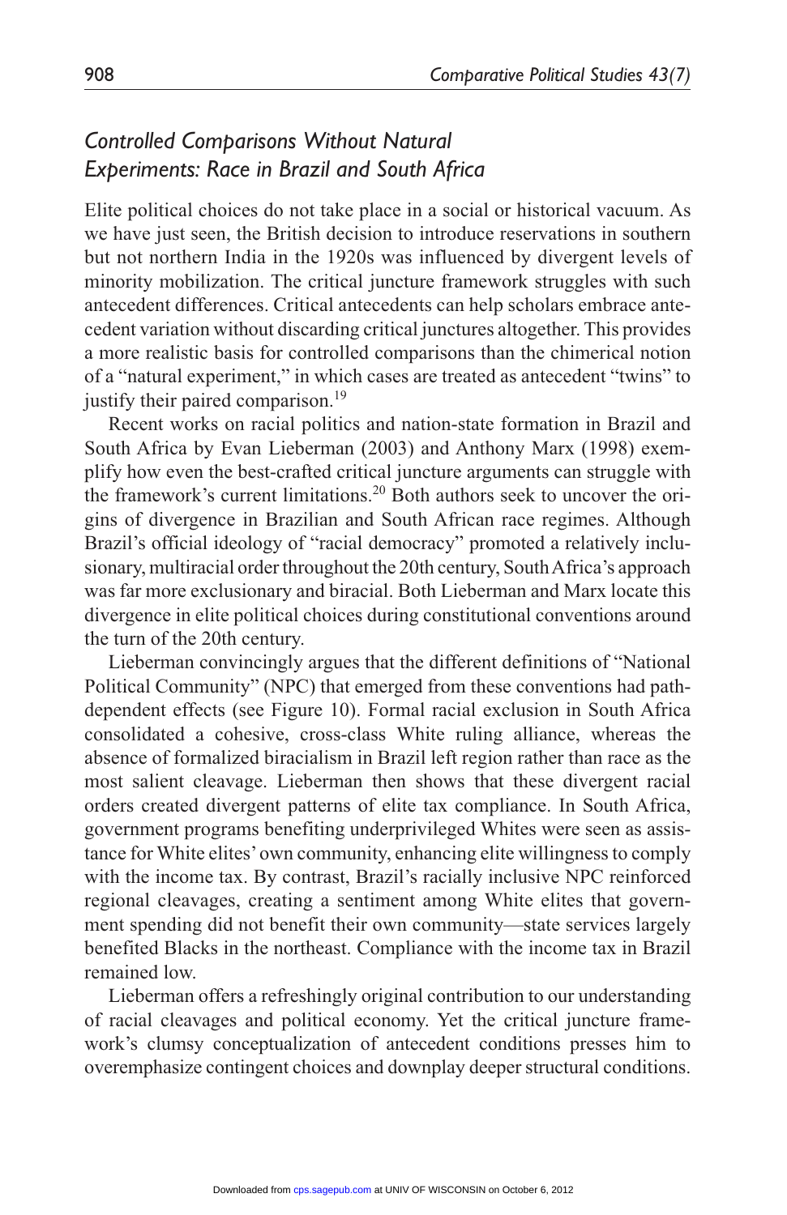## *Controlled Comparisons Without Natural Experiments: Race in Brazil and South Africa*

Elite political choices do not take place in a social or historical vacuum. As we have just seen, the British decision to introduce reservations in southern but not northern India in the 1920s was influenced by divergent levels of minority mobilization. The critical juncture framework struggles with such antecedent differences. Critical antecedents can help scholars embrace antecedent variation without discarding critical junctures altogether. This provides a more realistic basis for controlled comparisons than the chimerical notion of a "natural experiment," in which cases are treated as antecedent "twins" to justify their paired comparison.[19]

Recent works on racial politics and nation-state formation in Brazil and South Africa by Evan Lieberman (2003) and Anthony Marx (1998) exemplify how even the best-crafted critical juncture arguments can struggle with the framework's current limitations.[20] Both authors seek to uncover the origins of divergence in Brazilian and South African race regimes. Although Brazil's official ideology of "racial democracy" promoted a relatively inclusionary, multiracial order throughout the 20th century, South Africa's approach was far more exclusionary and biracial. Both Lieberman and Marx locate this divergence in elite political choices during constitutional conventions around the turn of the 20th century.

Lieberman convincingly argues that the different definitions of "National Political Community" (NPC) that emerged from these conventions had path-dependent effects (see Figure 10). Formal racial exclusion in South Africa consolidated a cohesive, cross-class White ruling alliance, whereas the absence of formalized biracialism in Brazil left region rather than race as the most salient cleavage. Lieberman then shows that these divergent racial orders created divergent patterns of elite tax compliance. In South Africa, government programs benefiting underprivileged Whites were seen as assistance for White elites' own community, enhancing elite willingness to comply with the income tax. By contrast, Brazil's racially inclusive NPC reinforced regional cleavages, creating a sentiment among White elites that government spending did not benefit their own community—state services largely benefited Blacks in the northeast. Compliance with the income tax in Brazil remained low.

Lieberman offers a refreshingly original contribution to our understanding of racial cleavages and political economy. Yet the critical juncture framework's clumsy conceptualization of antecedent conditions presses him to overemphasize contingent choices and downplay deeper structural conditions.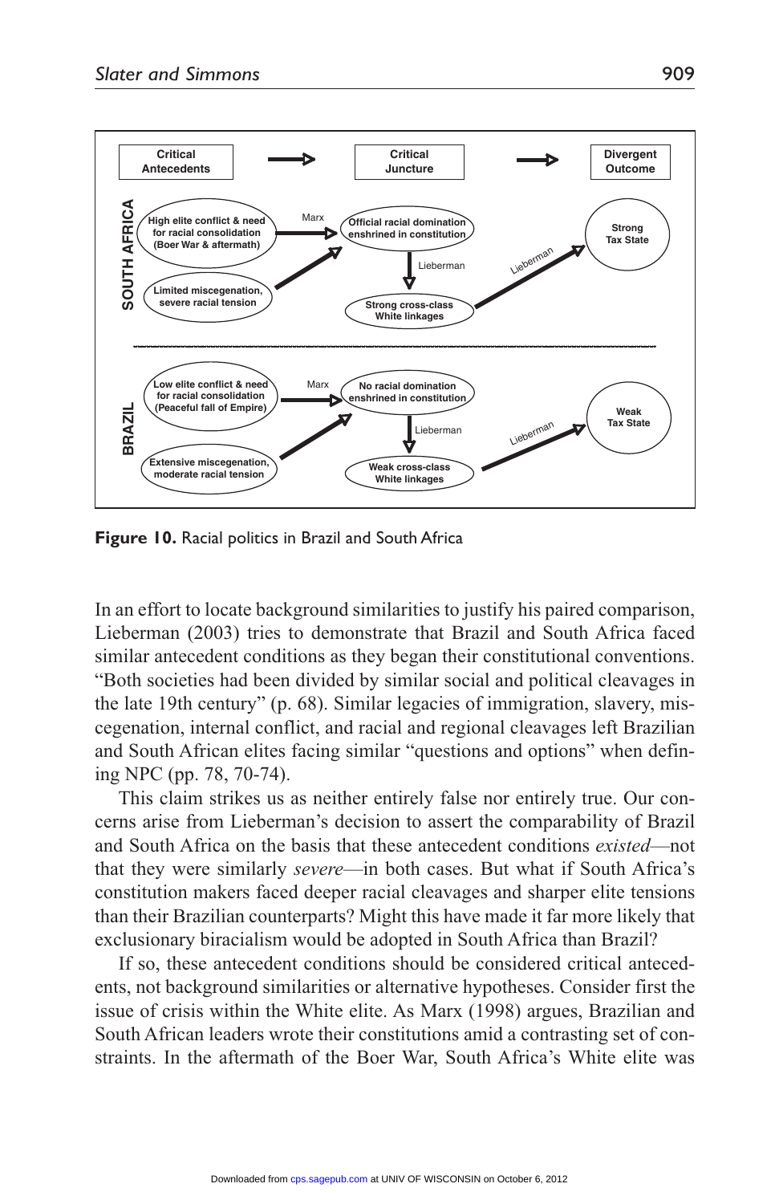Figure 10. Racial politics in Brazil and South Africa

In an effort to locate background similarities to justify his paired comparison, Lieberman (2003) tries to demonstrate that Brazil and South Africa faced similar antecedent conditions as they began their constitutional conventions. "Both societies had been divided by similar social and political cleavages in the late 19th century" (p. 68). Similar legacies of immigration, slavery, miscegenation, internal conflict, and racial and regional cleavages left Brazilian and South African elites facing similar "questions and options" when defining NPC (pp. 78, 70-74).

This claim strikes us as neither entirely false nor entirely true. Our concerns arise from Lieberman's decision to assert the comparability of Brazil and South Africa on the basis that these antecedent conditions *existed*—not that they were similarly *severe*—in both cases. But what if South Africa's constitution makers faced deeper racial cleavages and sharper elite tensions than their Brazilian counterparts? Might this have made it far more likely that exclusionary biracialism would be adopted in South Africa than Brazil?

If so, these antecedent conditions should be considered critical antecedents, not background similarities or alternative hypotheses. Consider first the issue of crisis within the White elite. As Marx (1998) argues, Brazilian and South African leaders wrote their constitutions amid a contrasting set of constraints. In the aftermath of the Boer War, South Africa's White elite was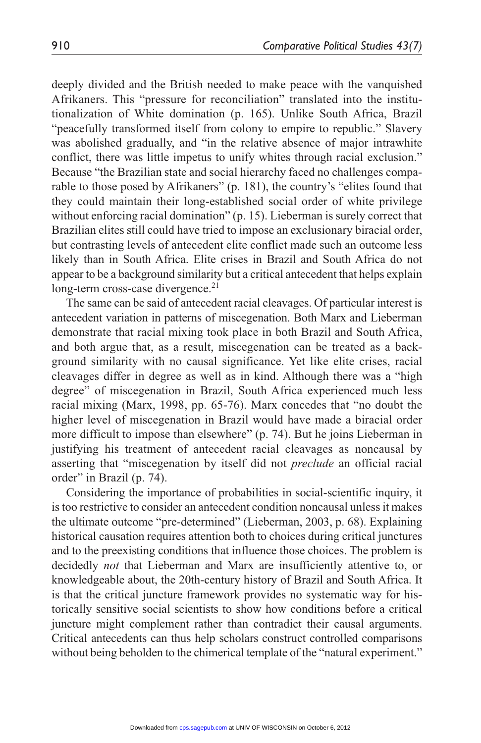deeply divided and the British needed to make peace with the vanquished Afrikaners. This "pressure for reconciliation" translated into the institutionalization of White domination (p. 165). Unlike South Africa, Brazil "peacefully transformed itself from colony to empire to republic." Slavery was abolished gradually, and "in the relative absence of major intrawhite conflict, there was little impetus to unify whites through racial exclusion." Because "the Brazilian state and social hierarchy faced no challenges comparable to those posed by Afrikaners" (p. 181), the country's "elites found that they could maintain their long-established social order of white privilege without enforcing racial domination" (p. 15). Lieberman is surely correct that Brazilian elites still could have tried to impose an exclusionary biracial order, but contrasting levels of antecedent elite conflict made such an outcome less likely than in South Africa. Elite crises in Brazil and South Africa do not appear to be a background similarity but a critical antecedent that helps explain long-term cross-case divergence.[21]

The same can be said of antecedent racial cleavages. Of particular interest is antecedent variation in patterns of miscegenation. Both Marx and Lieberman demonstrate that racial mixing took place in both Brazil and South Africa, and both argue that, as a result, miscegenation can be treated as a background similarity with no causal significance. Yet like elite crises, racial cleavages differ in degree as well as in kind. Although there was a "high degree" of miscegenation in Brazil, South Africa experienced much less racial mixing (Marx, 1998, pp. 65-76). Marx concedes that "no doubt the higher level of miscegenation in Brazil would have made a biracial order more difficult to impose than elsewhere" (p. 74). But he joins Lieberman in justifying his treatment of antecedent racial cleavages as noncausal by asserting that "miscegenation by itself did not *preclude* an official racial order" in Brazil (p. 74).

Considering the importance of probabilities in social-scientific inquiry, it is too restrictive to consider an antecedent condition noncausal unless it makes the ultimate outcome "pre-determined" (Lieberman, 2003, p. 68). Explaining historical causation requires attention both to choices during critical junctures and to the preexisting conditions that influence those choices. The problem is decidedly *not* that Lieberman and Marx are insufficiently attentive to, or knowledgeable about, the 20th-century history of Brazil and South Africa. It is that the critical juncture framework provides no systematic way for historically sensitive social scientists to show how conditions before a critical juncture might complement rather than contradict their causal arguments. Critical antecedents can thus help scholars construct controlled comparisons without being beholden to the chimerical template of the "natural experiment."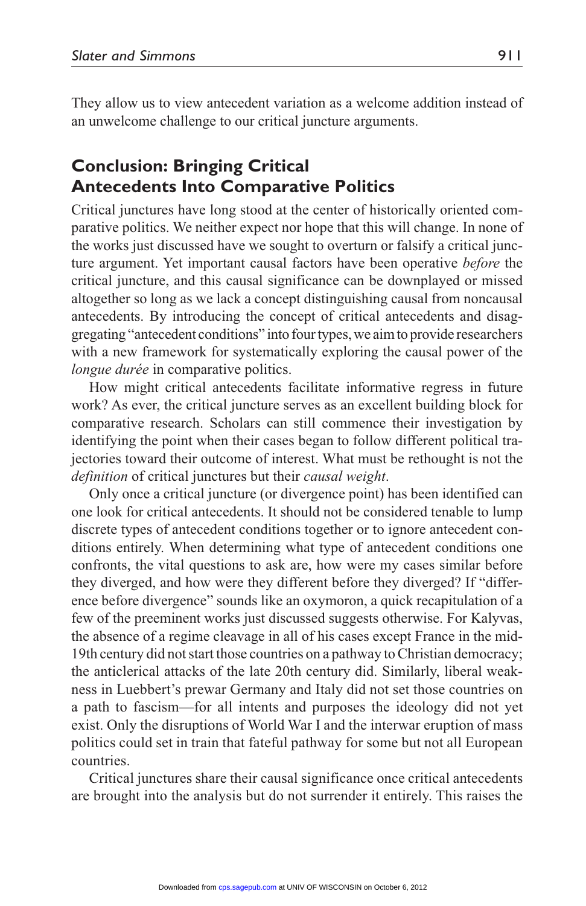They allow us to view antecedent variation as a welcome addition instead of an unwelcome challenge to our critical juncture arguments.

## Conclusion: Bringing Critical Antecedents Into Comparative Politics

Critical junctures have long stood at the center of historically oriented comparative politics. We neither expect nor hope that this will change. In none of the works just discussed have we sought to overturn or falsify a critical juncture argument. Yet important causal factors have been operative *before* the critical juncture, and this causal significance can be downplayed or missed altogether so long as we lack a concept distinguishing causal from noncausal antecedents. By introducing the concept of critical antecedents and disaggregating "antecedent conditions" into four types, we aim to provide researchers with a new framework for systematically exploring the causal power of the *longue durée* in comparative politics.

How might critical antecedents facilitate informative regress in future work? As ever, the critical juncture serves as an excellent building block for comparative research. Scholars can still commence their investigation by identifying the point when their cases began to follow different political trajectories toward their outcome of interest. What must be rethought is not the *definition* of critical junctures but their *causal weight*.

Only once a critical juncture (or divergence point) has been identified can one look for critical antecedents. It should not be considered tenable to lump discrete types of antecedent conditions together or to ignore antecedent conditions entirely. When determining what type of antecedent conditions one confronts, the vital questions to ask are, how were my cases similar before they diverged, and how were they different before they diverged? If "difference before divergence" sounds like an oxymoron, a quick recapitulation of a few of the preeminent works just discussed suggests otherwise. For Kalyvas, the absence of a regime cleavage in all of his cases except France in the mid-19th century did not start those countries on a pathway to Christian democracy; the anticlerical attacks of the late 20th century did. Similarly, liberal weakness in Luebbert's prewar Germany and Italy did not set those countries on a path to fascism—for all intents and purposes the ideology did not yet exist. Only the disruptions of World War I and the interwar eruption of mass politics could set in train that fateful pathway for some but not all European countries.

Critical junctures share their causal significance once critical antecedents are brought into the analysis but do not surrender it entirely. This raises the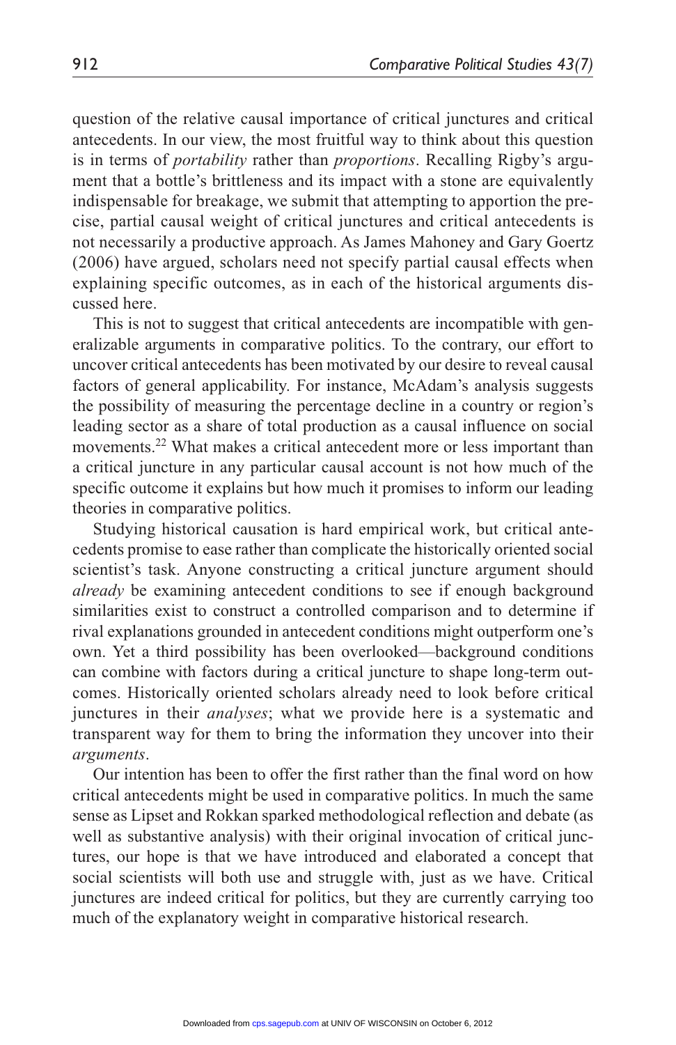question of the relative causal importance of critical junctures and critical antecedents. In our view, the most fruitful way to think about this question is in terms of *portability* rather than *proportions*. Recalling Rigby's argument that a bottle's brittleness and its impact with a stone are equivalently indispensable for breakage, we submit that attempting to apportion the precise, partial causal weight of critical junctures and critical antecedents is not necessarily a productive approach. As James Mahoney and Gary Goertz (2006) have argued, scholars need not specify partial causal effects when explaining specific outcomes, as in each of the historical arguments discussed here.

This is not to suggest that critical antecedents are incompatible with generalizable arguments in comparative politics. To the contrary, our effort to uncover critical antecedents has been motivated by our desire to reveal causal factors of general applicability. For instance, McAdam's analysis suggests the possibility of measuring the percentage decline in a country or region's leading sector as a share of total production as a causal influence on social movements.[22] What makes a critical antecedent more or less important than a critical juncture in any particular causal account is not how much of the specific outcome it explains but how much it promises to inform our leading theories in comparative politics.

Studying historical causation is hard empirical work, but critical antecedents promise to ease rather than complicate the historically oriented social scientist's task. Anyone constructing a critical juncture argument should *already* be examining antecedent conditions to see if enough background similarities exist to construct a controlled comparison and to determine if rival explanations grounded in antecedent conditions might outperform one's own. Yet a third possibility has been overlooked—background conditions can combine with factors during a critical juncture to shape long-term outcomes. Historically oriented scholars already need to look before critical junctures in their *analyses*; what we provide here is a systematic and transparent way for them to bring the information they uncover into their *arguments*.

Our intention has been to offer the first rather than the final word on how critical antecedents might be used in comparative politics. In much the same sense as Lipset and Rokkan sparked methodological reflection and debate (as well as substantive analysis) with their original invocation of critical junctures, our hope is that we have introduced and elaborated a concept that social scientists will both use and struggle with, just as we have. Critical junctures are indeed critical for politics, but they are currently carrying too much of the explanatory weight in comparative historical research.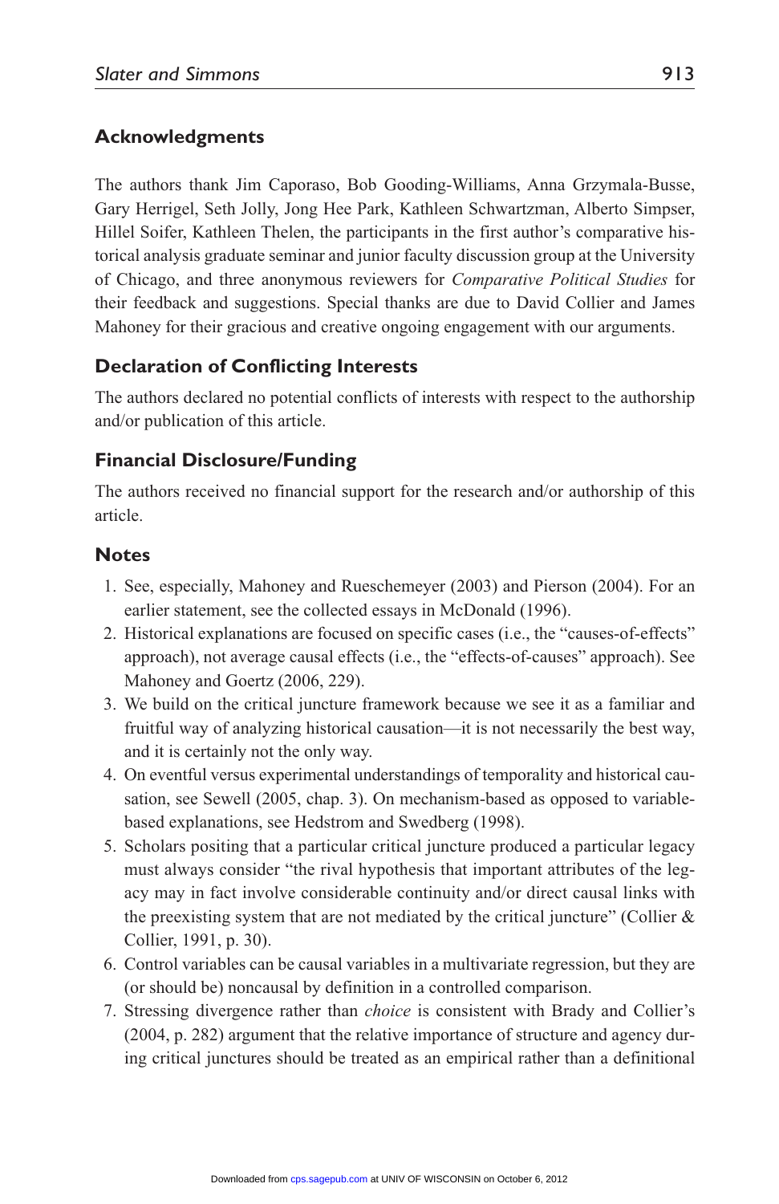## Acknowledgments

The authors thank Jim Caporaso, Bob Gooding-Williams, Anna Grzymala-Busse, Gary Herrigel, Seth Jolly, Jong Hee Park, Kathleen Schwartzman, Alberto Simpser, Hillel Soifer, Kathleen Thelen, the participants in the first author's comparative historical analysis graduate seminar and junior faculty discussion group at the University of Chicago, and three anonymous reviewers for *Comparative Political Studies* for their feedback and suggestions. Special thanks are due to David Collier and James Mahoney for their gracious and creative ongoing engagement with our arguments.

## Declaration of Conflicting Interests

The authors declared no potential conflicts of interests with respect to the authorship and/or publication of this article.

## Financial Disclosure/Funding

The authors received no financial support for the research and/or authorship of this article.

## Notes

1. See, especially, Mahoney and Rueschemeyer (2003) and Pierson (2004). For an earlier statement, see the collected essays in McDonald (1996).
2. Historical explanations are focused on specific cases (i.e., the "causes-of-effects" approach), not average causal effects (i.e., the "effects-of-causes" approach). See Mahoney and Goertz (2006, 229).
3. We build on the critical juncture framework because we see it as a familiar and fruitful way of analyzing historical causation—it is not necessarily the best way, and it is certainly not the only way.
4. On eventful versus experimental understandings of temporality and historical causation, see Sewell (2005, chap. 3). On mechanism-based as opposed to variable-based explanations, see Hedstrom and Swedberg (1998).
5. Scholars positing that a particular critical juncture produced a particular legacy must always consider "the rival hypothesis that important attributes of the legacy may in fact involve considerable continuity and/or direct causal links with the preexisting system that are not mediated by the critical juncture" (Collier & Collier, 1991, p. 30).
6. Control variables can be causal variables in a multivariate regression, but they are (or should be) noncausal by definition in a controlled comparison.
7. Stressing divergence rather than *choice* is consistent with Brady and Collier's (2004, p. 282) argument that the relative importance of structure and agency during critical junctures should be treated as an empirical rather than a definitional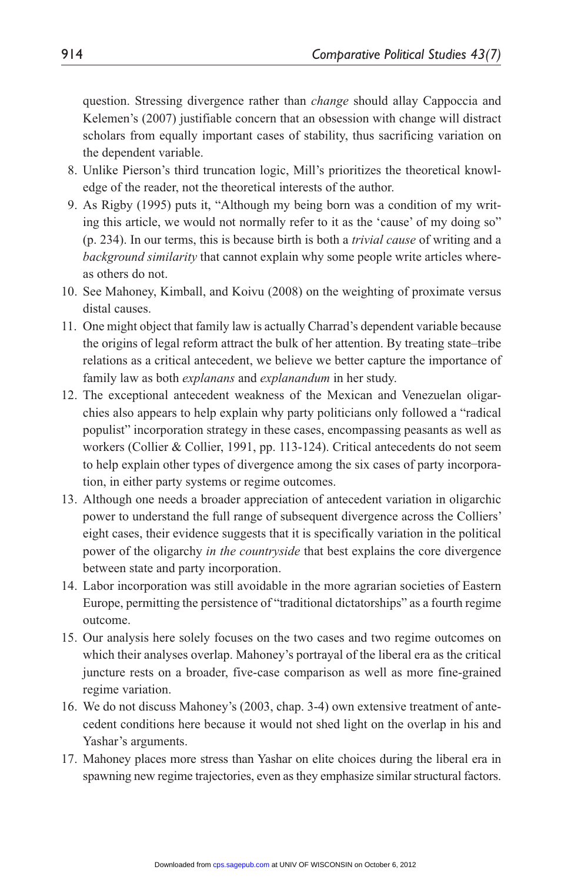question. Stressing divergence rather than *change* should allay Cappoccia and Kelemen's (2007) justifiable concern that an obsession with change will distract scholars from equally important cases of stability, thus sacrificing variation on the dependent variable.

8. Unlike Pierson's third truncation logic, Mill's prioritizes the theoretical knowledge of the reader, not the theoretical interests of the author.
9. As Rigby (1995) puts it, "Although my being born was a condition of my writing this article, we would not normally refer to it as the 'cause' of my doing so" (p. 234). In our terms, this is because birth is both a *trivial cause* of writing and a *background similarity* that cannot explain why some people write articles whereas others do not.
10. See Mahoney, Kimball, and Koivu (2008) on the weighting of proximate versus distal causes.
11. One might object that family law is actually Charrad's dependent variable because the origins of legal reform attract the bulk of her attention. By treating state–tribe relations as a critical antecedent, we believe we better capture the importance of family law as both *explanans* and *explanandum* in her study.
12. The exceptional antecedent weakness of the Mexican and Venezuelan oligarchies also appears to help explain why party politicians only followed a "radical populist" incorporation strategy in these cases, encompassing peasants as well as workers (Collier & Collier, 1991, pp. 113-124). Critical antecedents do not seem to help explain other types of divergence among the six cases of party incorporation, in either party systems or regime outcomes.
13. Although one needs a broader appreciation of antecedent variation in oligarchic power to understand the full range of subsequent divergence across the Colliers' eight cases, their evidence suggests that it is specifically variation in the political power of the oligarchy *in the countryside* that best explains the core divergence between state and party incorporation.
14. Labor incorporation was still avoidable in the more agrarian societies of Eastern Europe, permitting the persistence of "traditional dictatorships" as a fourth regime outcome.
15. Our analysis here solely focuses on the two cases and two regime outcomes on which their analyses overlap. Mahoney's portrayal of the liberal era as the critical juncture rests on a broader, five-case comparison as well as more fine-grained regime variation.
16. We do not discuss Mahoney's (2003, chap. 3-4) own extensive treatment of antecedent conditions here because it would not shed light on the overlap in his and Yashar's arguments.
17. Mahoney places more stress than Yashar on elite choices during the liberal era in spawning new regime trajectories, even as they emphasize similar structural factors.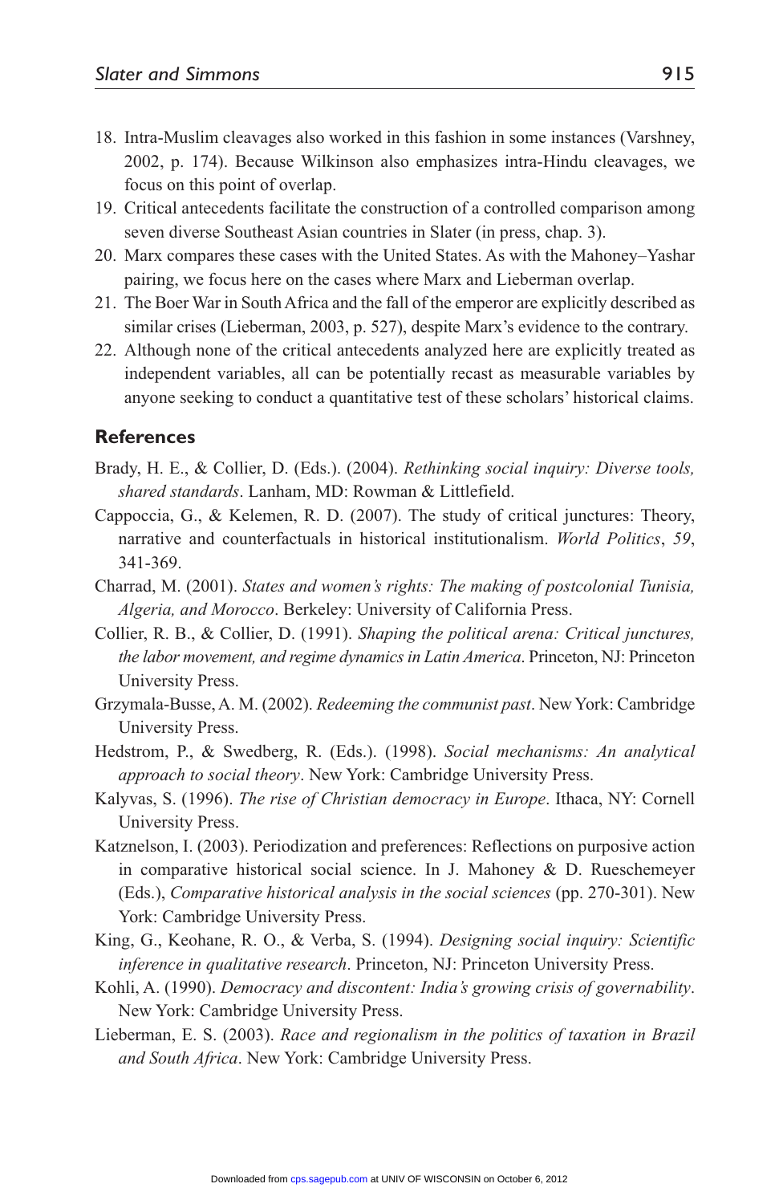18. Intra-Muslim cleavages also worked in this fashion in some instances (Varshney, 2002, p. 174). Because Wilkinson also emphasizes intra-Hindu cleavages, we focus on this point of overlap.
19. Critical antecedents facilitate the construction of a controlled comparison among seven diverse Southeast Asian countries in Slater (in press, chap. 3).
20. Marx compares these cases with the United States. As with the Mahoney–Yashar pairing, we focus here on the cases where Marx and Lieberman overlap.
21. The Boer War in South Africa and the fall of the emperor are explicitly described as similar crises (Lieberman, 2003, p. 527), despite Marx's evidence to the contrary.
22. Although none of the critical antecedents analyzed here are explicitly treated as independent variables, all can be potentially recast as measurable variables by anyone seeking to conduct a quantitative test of these scholars' historical claims.

## References

Brady, H. E., & Collier, D. (Eds.). (2004). *Rethinking social inquiry: Diverse tools, shared standards*. Lanham, MD: Rowman & Littlefield.

Cappoccia, G., & Kelemen, R. D. (2007). The study of critical junctures: Theory, narrative and counterfactuals in historical institutionalism. *World Politics*, *59*, 341-369.

Charrad, M. (2001). *States and women's rights: The making of postcolonial Tunisia, Algeria, and Morocco*. Berkeley: University of California Press.

Collier, R. B., & Collier, D. (1991). *Shaping the political arena: Critical junctures, the labor movement, and regime dynamics in Latin America*. Princeton, NJ: Princeton University Press.

Grzymala-Busse, A. M. (2002). *Redeeming the communist past*. New York: Cambridge University Press.

Hedstrom, P., & Swedberg, R. (Eds.). (1998). *Social mechanisms: An analytical approach to social theory*. New York: Cambridge University Press.

Kalyvas, S. (1996). *The rise of Christian democracy in Europe*. Ithaca, NY: Cornell University Press.

Katznelson, I. (2003). Periodization and preferences: Reflections on purposive action in comparative historical social science. In J. Mahoney & D. Rueschemeyer (Eds.), *Comparative historical analysis in the social sciences* (pp. 270-301). New York: Cambridge University Press.

King, G., Keohane, R. O., & Verba, S. (1994). *Designing social inquiry: Scientific inference in qualitative research*. Princeton, NJ: Princeton University Press.

Kohli, A. (1990). *Democracy and discontent: India's growing crisis of governability*. New York: Cambridge University Press.

Lieberman, E. S. (2003). *Race and regionalism in the politics of taxation in Brazil and South Africa*. New York: Cambridge University Press.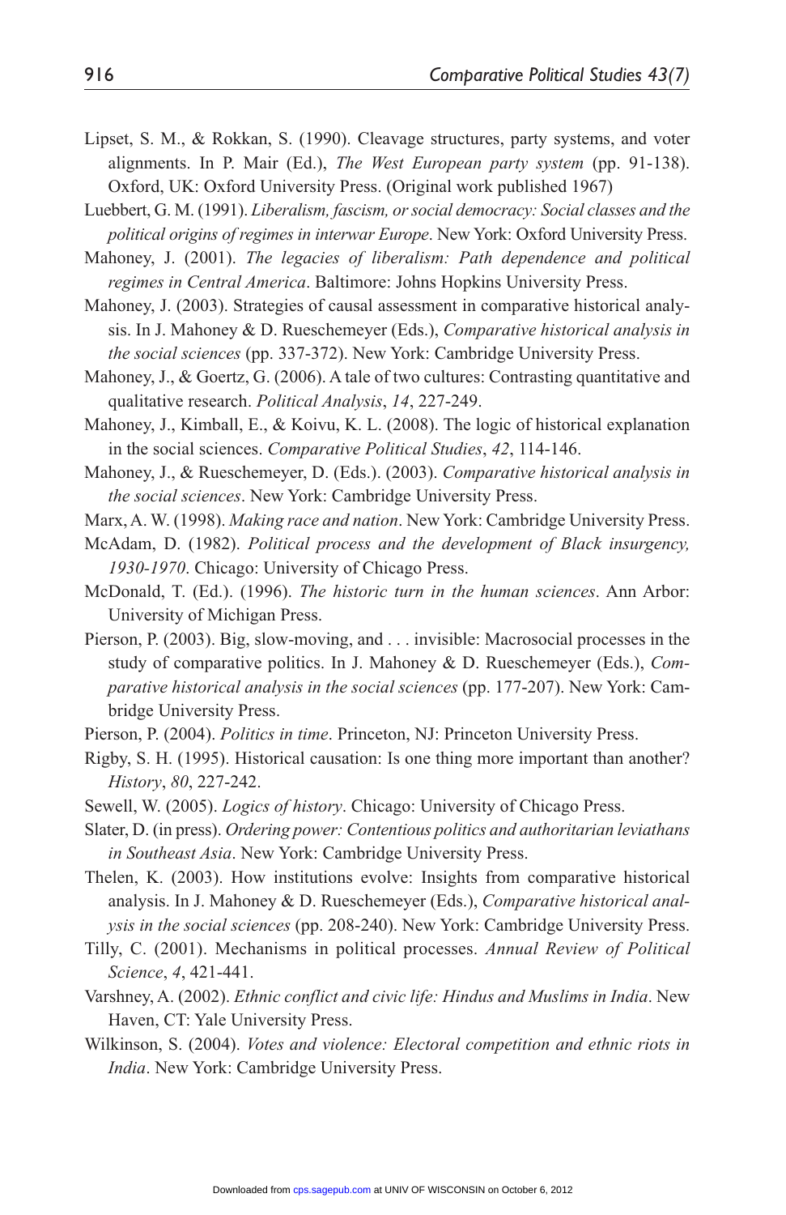Lipset, S. M., & Rokkan, S. (1990). Cleavage structures, party systems, and voter alignments. In P. Mair (Ed.), *The West European party system* (pp. 91-138). Oxford, UK: Oxford University Press. (Original work published 1967)

Luebbert, G. M. (1991). *Liberalism, fascism, or social democracy: Social classes and the political origins of regimes in interwar Europe*. New York: Oxford University Press.

Mahoney, J. (2001). *The legacies of liberalism: Path dependence and political regimes in Central America*. Baltimore: Johns Hopkins University Press.

Mahoney, J. (2003). Strategies of causal assessment in comparative historical analysis. In J. Mahoney & D. Rueschemeyer (Eds.), *Comparative historical analysis in the social sciences* (pp. 337-372). New York: Cambridge University Press.

Mahoney, J., & Goertz, G. (2006). A tale of two cultures: Contrasting quantitative and qualitative research. *Political Analysis*, *14*, 227-249.

Mahoney, J., Kimball, E., & Koivu, K. L. (2008). The logic of historical explanation in the social sciences. *Comparative Political Studies*, *42*, 114-146.

Mahoney, J., & Rueschemeyer, D. (Eds.). (2003). *Comparative historical analysis in the social sciences*. New York: Cambridge University Press.

Marx, A. W. (1998). *Making race and nation*. New York: Cambridge University Press.

McAdam, D. (1982). *Political process and the development of Black insurgency, 1930-1970*. Chicago: University of Chicago Press.

McDonald, T. (Ed.). (1996). *The historic turn in the human sciences*. Ann Arbor: University of Michigan Press.

Pierson, P. (2003). Big, slow-moving, and . . . invisible: Macrosocial processes in the study of comparative politics. In J. Mahoney & D. Rueschemeyer (Eds.), *Comparative historical analysis in the social sciences* (pp. 177-207). New York: Cambridge University Press.

Pierson, P. (2004). *Politics in time*. Princeton, NJ: Princeton University Press.

Rigby, S. H. (1995). Historical causation: Is one thing more important than another? *History*, *80*, 227-242.

Sewell, W. (2005). *Logics of history*. Chicago: University of Chicago Press.

Slater, D. (in press). *Ordering power: Contentious politics and authoritarian leviathans in Southeast Asia*. New York: Cambridge University Press.

Thelen, K. (2003). How institutions evolve: Insights from comparative historical analysis. In J. Mahoney & D. Rueschemeyer (Eds.), *Comparative historical analysis in the social sciences* (pp. 208-240). New York: Cambridge University Press.

Tilly, C. (2001). Mechanisms in political processes. *Annual Review of Political Science*, *4*, 421-441.

Varshney, A. (2002). *Ethnic conflict and civic life: Hindus and Muslims in India*. New Haven, CT: Yale University Press.

Wilkinson, S. (2004). *Votes and violence: Electoral competition and ethnic riots in India*. New York: Cambridge University Press.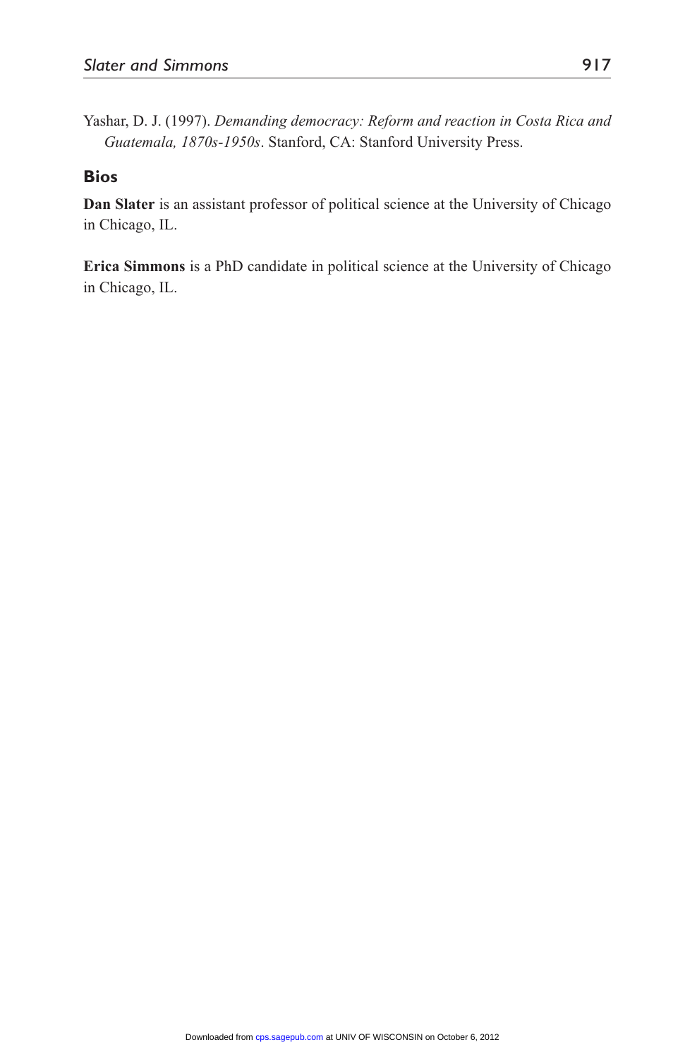Yashar, D. J. (1997). *Demanding democracy: Reform and reaction in Costa Rica and Guatemala, 1870s-1950s*. Stanford, CA: Stanford University Press.

## Bios

**Dan Slater** is an assistant professor of political science at the University of Chicago in Chicago, IL.

**Erica Simmons** is a PhD candidate in political science at the University of Chicago in Chicago, IL.